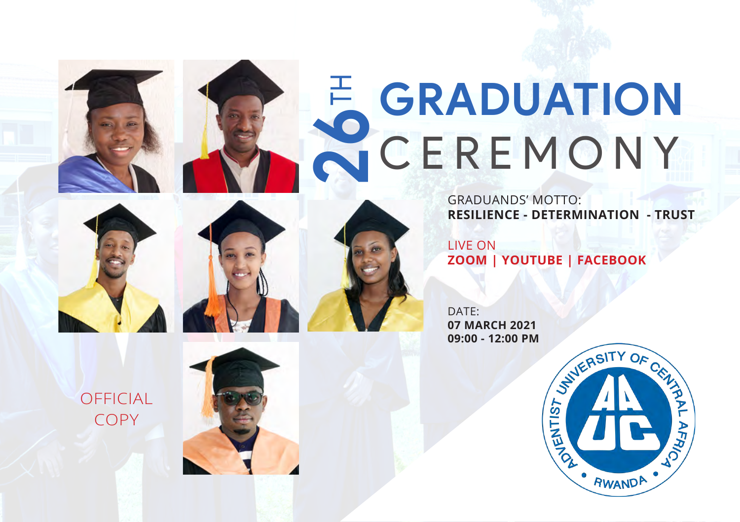# 26TH GRADUATION CEREMONY

GRADUANDS' MOTTO:
**RESILIENCE - DETERMINATION - TRUST**

LIVE ON
**ZOOM | YOUTUBE | FACEBOOK**

DATE:
**07 MARCH 2021**
**09:00 - 12:00 PM**

ADVENTIST UNIVERSITY OF CENTRAL AFRICA • RWANDA •

AUCA

OFFICIAL COPY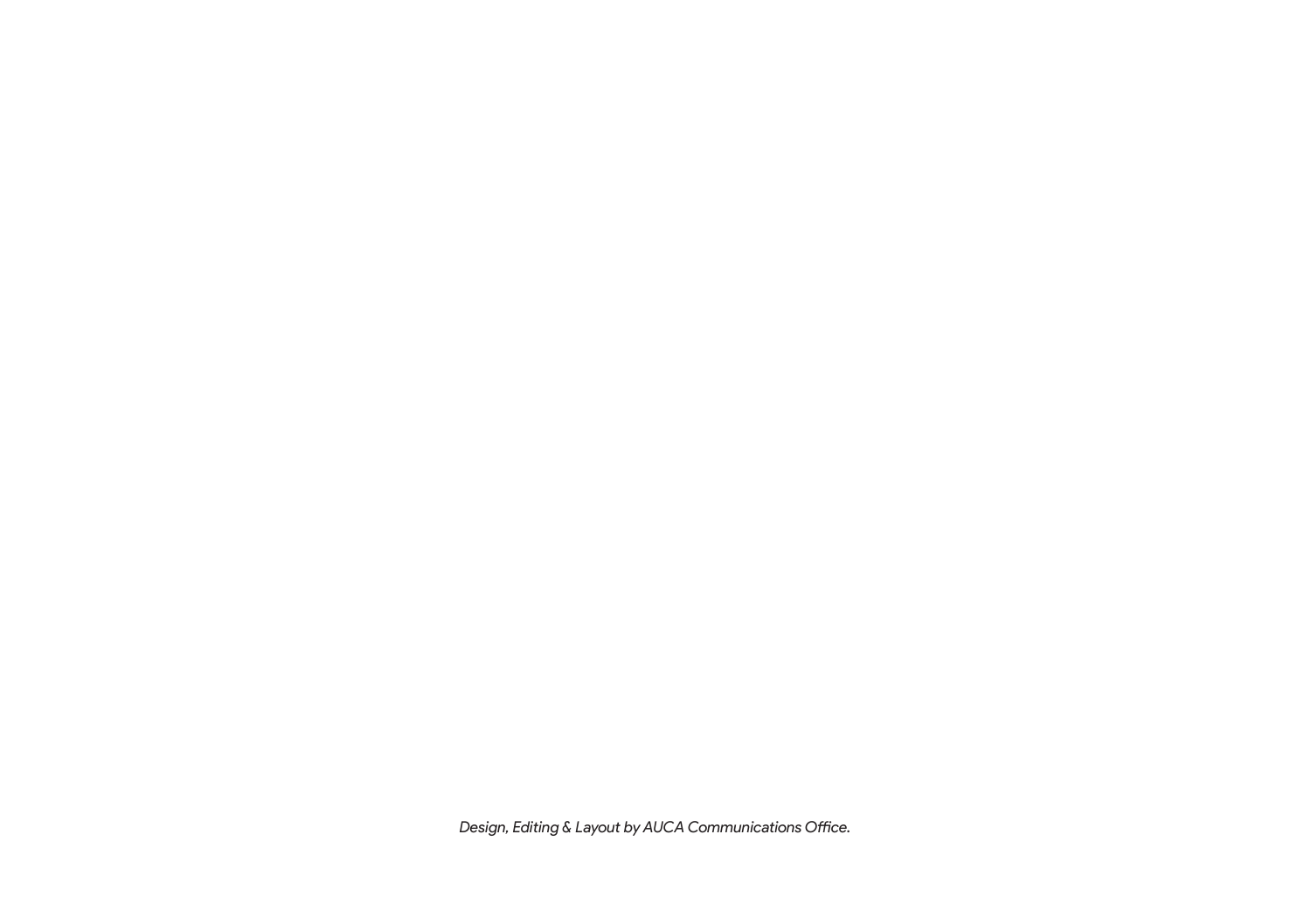*Design, Editing & Layout by AUCA Communications Office.*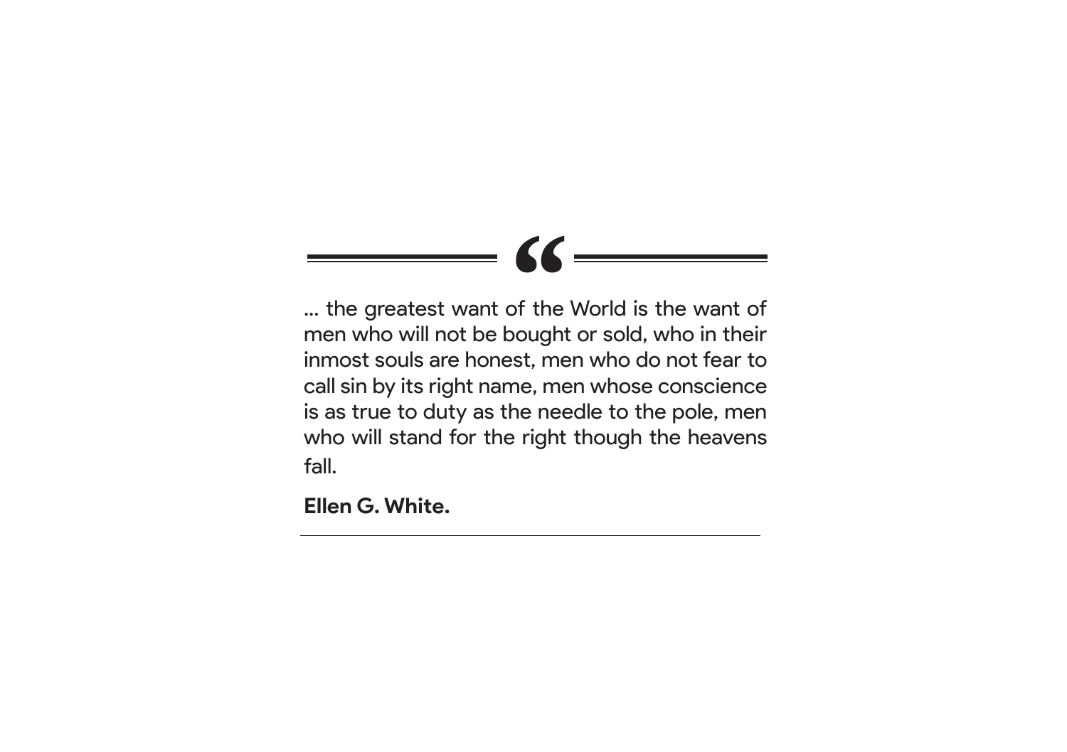“

... the greatest want of the World is the want of men who will not be bought or sold, who in their inmost souls are honest, men who do not fear to call sin by its right name, men whose conscience is as true to duty as the needle to the pole, men who will stand for the right though the heavens fall.

**Ellen G. White.**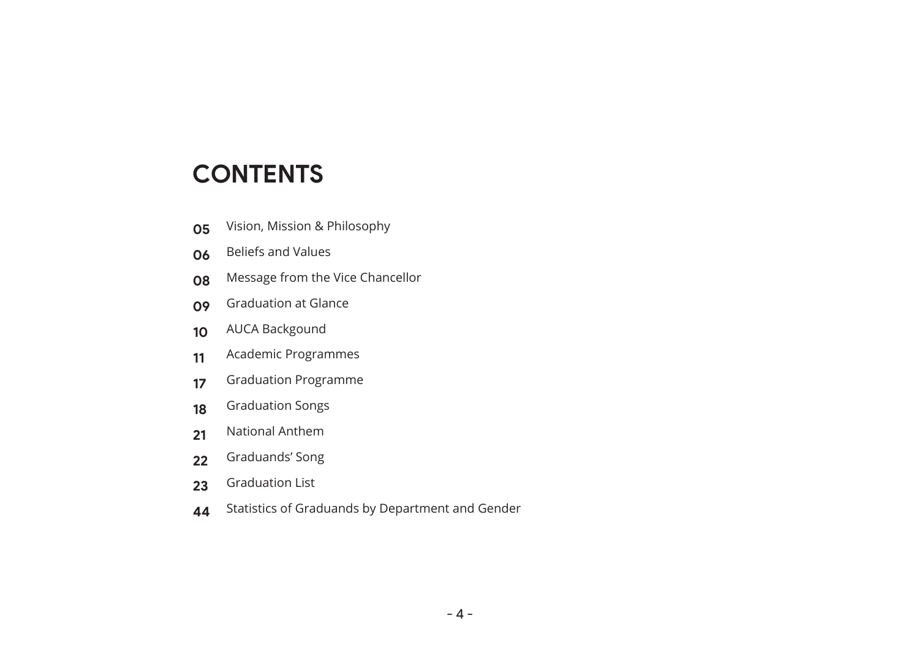# CONTENTS

| | |
|---|---|
| **05** | Vision, Mission & Philosophy |
| **06** | Beliefs and Values |
| **08** | Message from the Vice Chancellor |
| **09** | Graduation at Glance |
| **10** | AUCA Backgound |
| **11** | Academic Programmes |
| **17** | Graduation Programme |
| **18** | Graduation Songs |
| **21** | National Anthem |
| **22** | Graduands' Song |
| **23** | Graduation List |
| **44** | Statistics of Graduands by Department and Gender |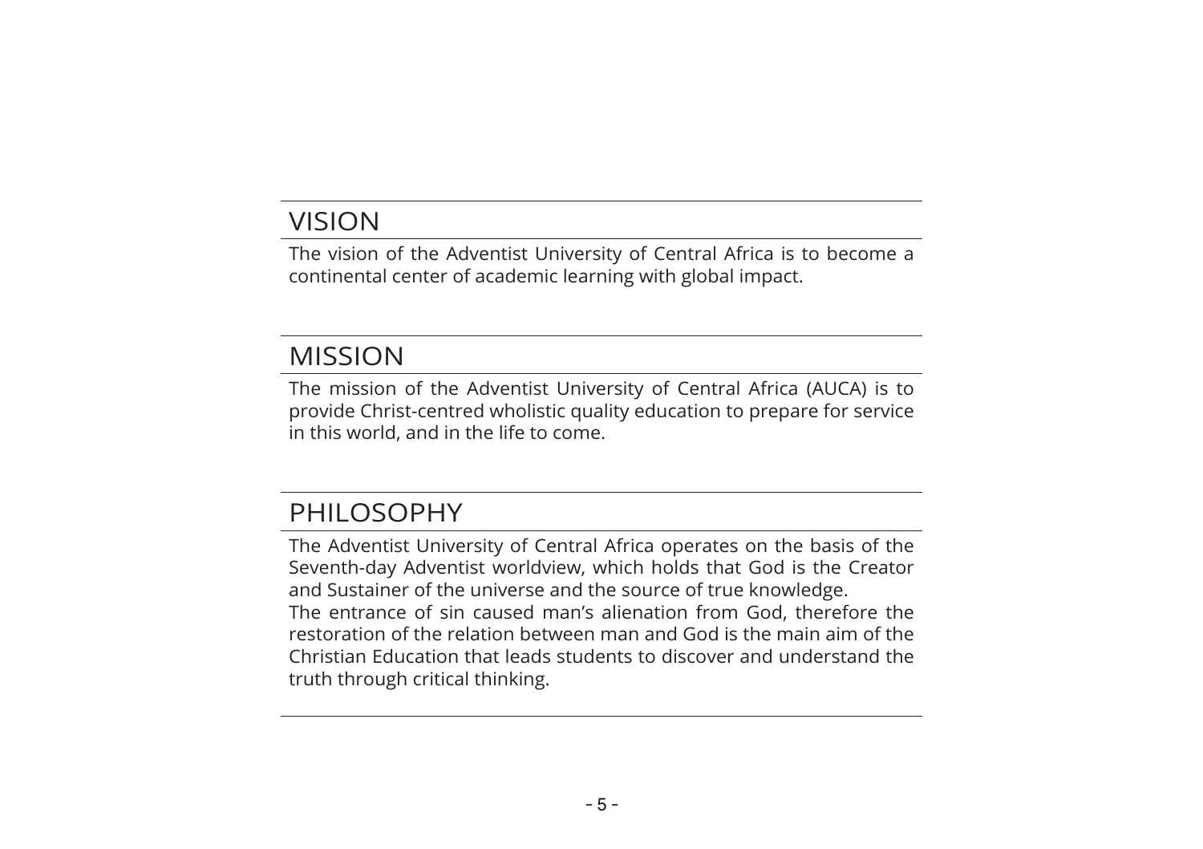## VISION

The vision of the Adventist University of Central Africa is to become a continental center of academic learning with global impact.

## MISSION

The mission of the Adventist University of Central Africa (AUCA) is to provide Christ-centred wholistic quality education to prepare for service in this world, and in the life to come.

## PHILOSOPHY

The Adventist University of Central Africa operates on the basis of the Seventh-day Adventist worldview, which holds that God is the Creator and Sustainer of the universe and the source of true knowledge.
The entrance of sin caused man's alienation from God, therefore the restoration of the relation between man and God is the main aim of the Christian Education that leads students to discover and understand the truth through critical thinking.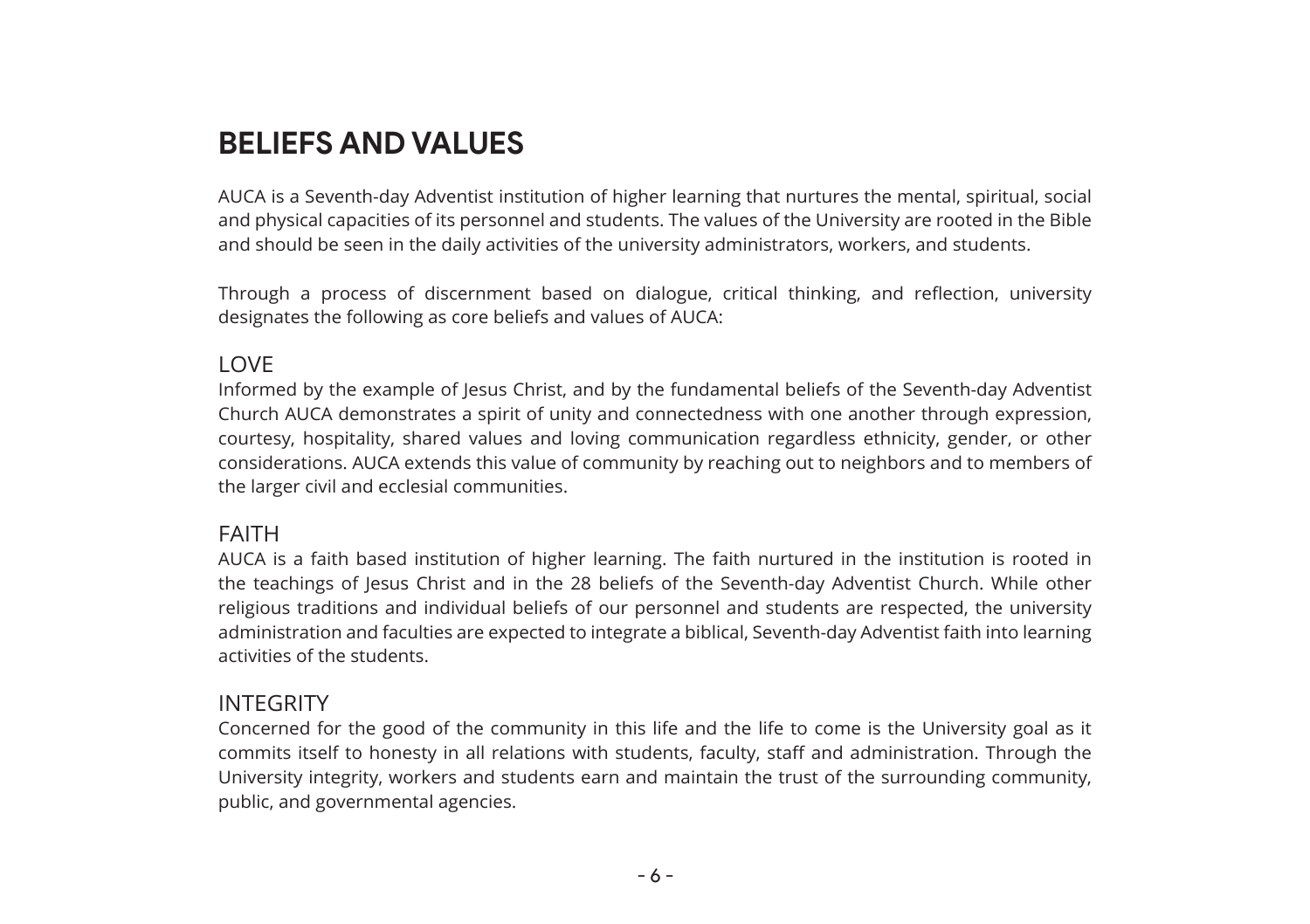# BELIEFS AND VALUES

AUCA is a Seventh-day Adventist institution of higher learning that nurtures the mental, spiritual, social and physical capacities of its personnel and students. The values of the University are rooted in the Bible and should be seen in the daily activities of the university administrators, workers, and students.

Through a process of discernment based on dialogue, critical thinking, and reflection, university designates the following as core beliefs and values of AUCA:

## LOVE

Informed by the example of Jesus Christ, and by the fundamental beliefs of the Seventh-day Adventist Church AUCA demonstrates a spirit of unity and connectedness with one another through expression, courtesy, hospitality, shared values and loving communication regardless ethnicity, gender, or other considerations. AUCA extends this value of community by reaching out to neighbors and to members of the larger civil and ecclesial communities.

## FAITH

AUCA is a faith based institution of higher learning. The faith nurtured in the institution is rooted in the teachings of Jesus Christ and in the 28 beliefs of the Seventh-day Adventist Church. While other religious traditions and individual beliefs of our personnel and students are respected, the university administration and faculties are expected to integrate a biblical, Seventh-day Adventist faith into learning activities of the students.

## INTEGRITY

Concerned for the good of the community in this life and the life to come is the University goal as it commits itself to honesty in all relations with students, faculty, staff and administration. Through the University integrity, workers and students earn and maintain the trust of the surrounding community, public, and governmental agencies.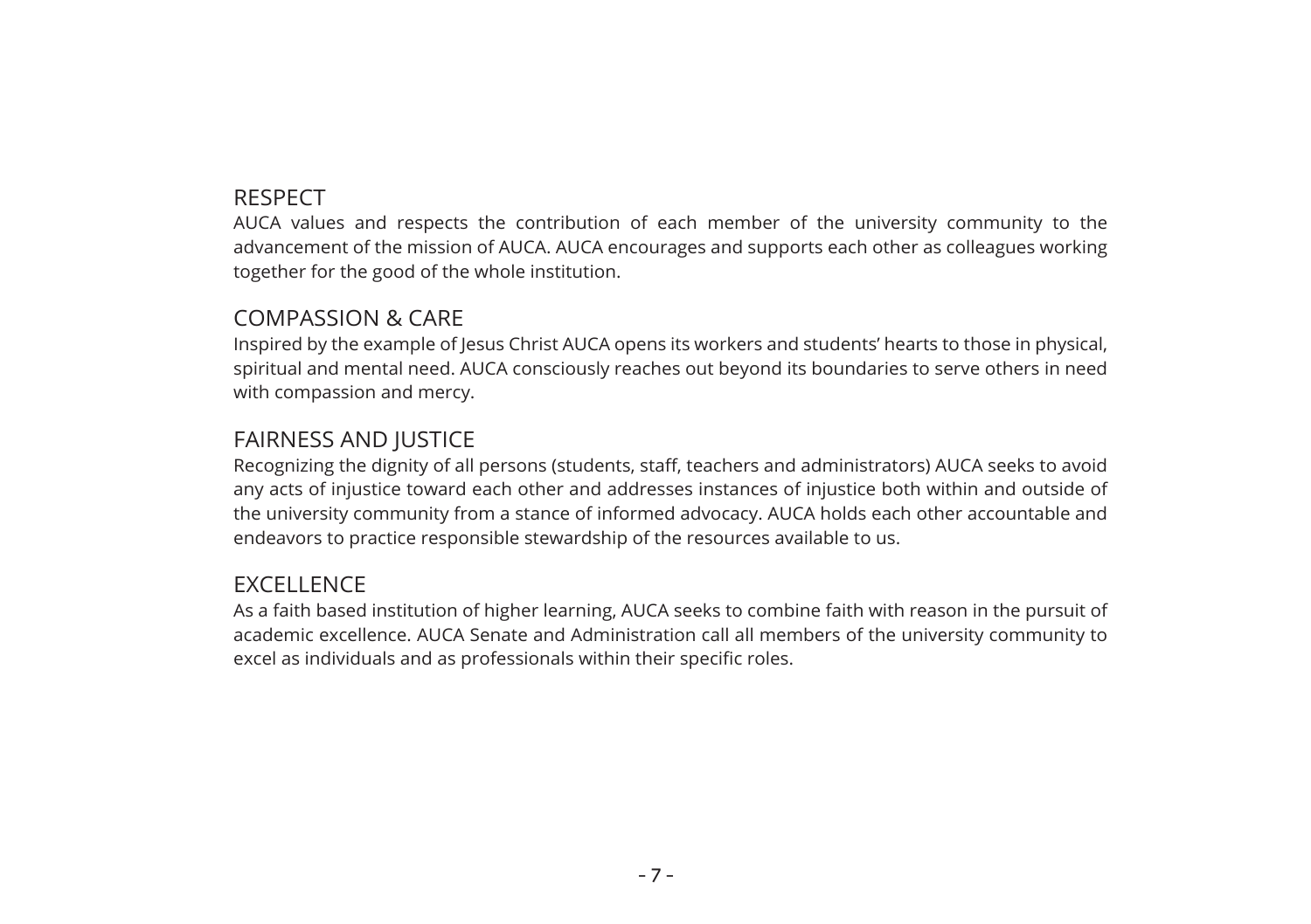## RESPECT

AUCA values and respects the contribution of each member of the university community to the advancement of the mission of AUCA. AUCA encourages and supports each other as colleagues working together for the good of the whole institution.

## COMPASSION & CARE

Inspired by the example of Jesus Christ AUCA opens its workers and students' hearts to those in physical, spiritual and mental need. AUCA consciously reaches out beyond its boundaries to serve others in need with compassion and mercy.

## FAIRNESS AND JUSTICE

Recognizing the dignity of all persons (students, staff, teachers and administrators) AUCA seeks to avoid any acts of injustice toward each other and addresses instances of injustice both within and outside of the university community from a stance of informed advocacy. AUCA holds each other accountable and endeavors to practice responsible stewardship of the resources available to us.

## EXCELLENCE

As a faith based institution of higher learning, AUCA seeks to combine faith with reason in the pursuit of academic excellence. AUCA Senate and Administration call all members of the university community to excel as individuals and as professionals within their specific roles.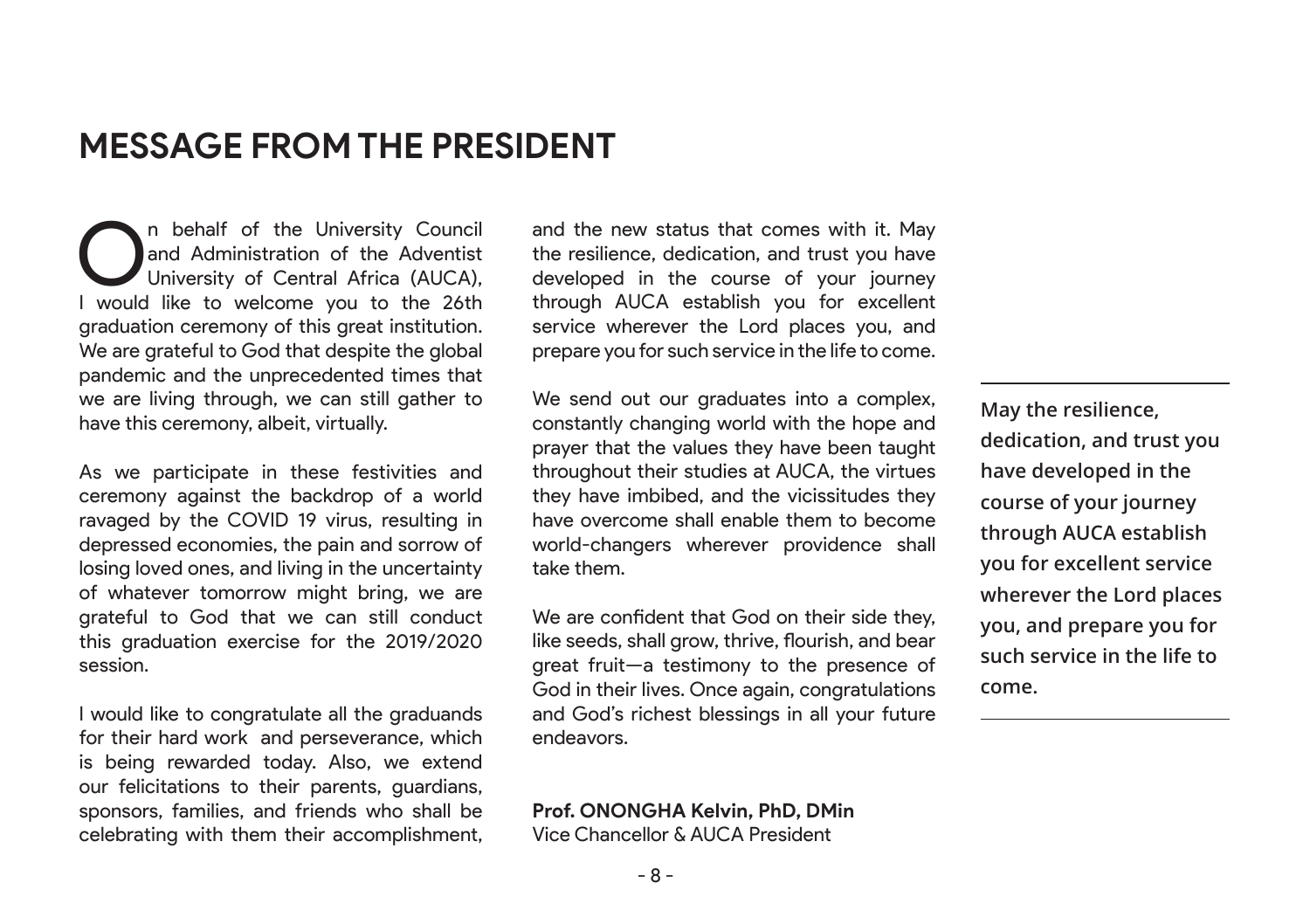# MESSAGE FROM THE PRESIDENT

On behalf of the University Council and Administration of the Adventist University of Central Africa (AUCA), I would like to welcome you to the 26th graduation ceremony of this great institution. We are grateful to God that despite the global pandemic and the unprecedented times that we are living through, we can still gather to have this ceremony, albeit, virtually.

As we participate in these festivities and ceremony against the backdrop of a world ravaged by the COVID 19 virus, resulting in depressed economies, the pain and sorrow of losing loved ones, and living in the uncertainty of whatever tomorrow might bring, we are grateful to God that we can still conduct this graduation exercise for the 2019/2020 session.

I would like to congratulate all the graduands for their hard work and perseverance, which is being rewarded today. Also, we extend our felicitations to their parents, guardians, sponsors, families, and friends who shall be celebrating with them their accomplishment, and the new status that comes with it. May the resilience, dedication, and trust you have developed in the course of your journey through AUCA establish you for excellent service wherever the Lord places you, and prepare you for such service in the life to come.

We send out our graduates into a complex, constantly changing world with the hope and prayer that the values they have been taught throughout their studies at AUCA, the virtues they have imbibed, and the vicissitudes they have overcome shall enable them to become world-changers wherever providence shall take them.

We are confident that God on their side they, like seeds, shall grow, thrive, flourish, and bear great fruit—a testimony to the presence of God in their lives. Once again, congratulations and God's richest blessings in all your future endeavors.

**Prof. ONONGHA Kelvin, PhD, DMin**
Vice Chancellor & AUCA President

---

**May the resilience, dedication, and trust you have developed in the course of your journey through AUCA establish you for excellent service wherever the Lord places you, and prepare you for such service in the life to come.**

---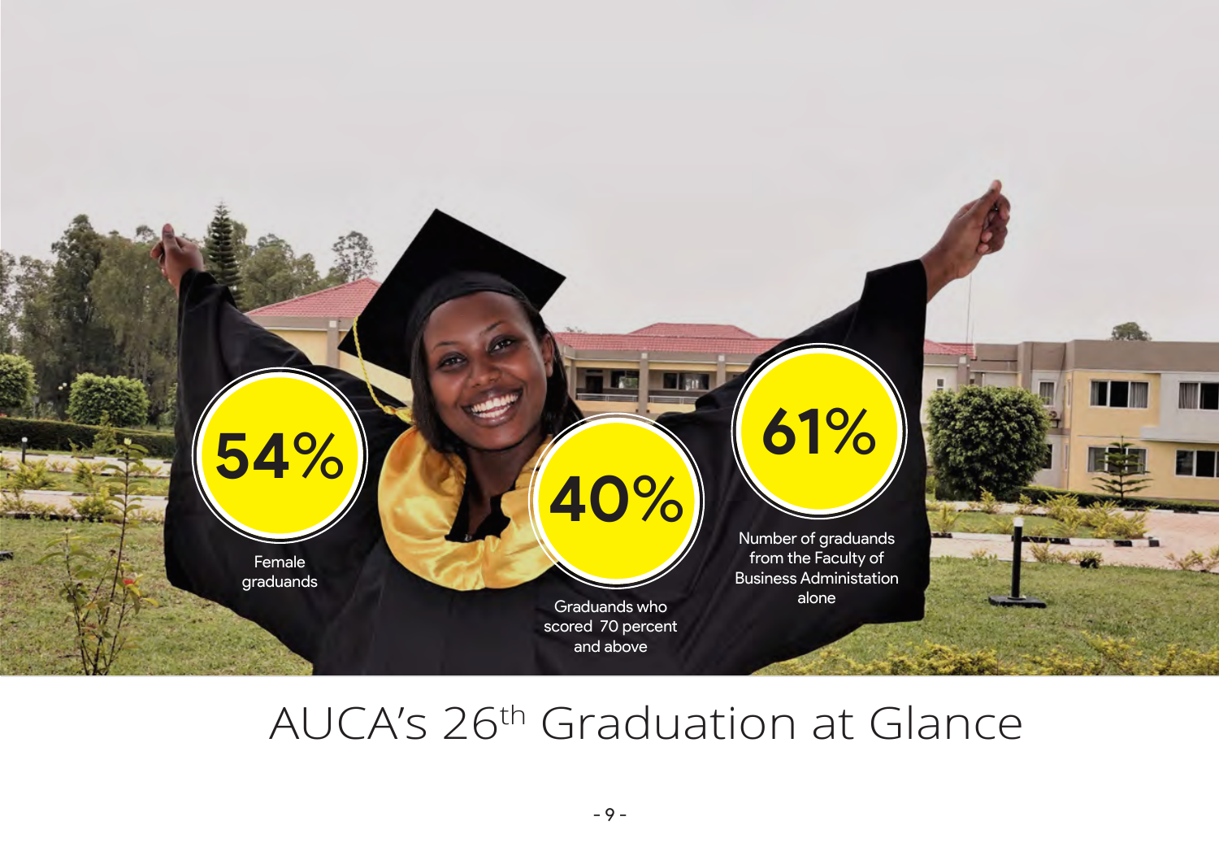**54%**

Female graduands

**40%**

Graduands who scored 70 percent and above

**61%**

Number of graduands from the Faculty of Business Administation alone

# AUCA's 26th Graduation at Glance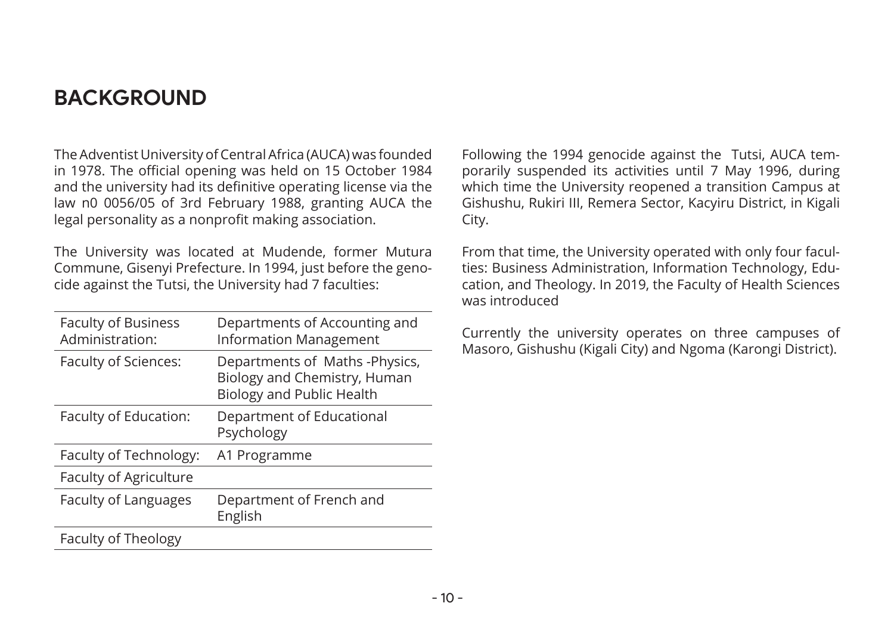# BACKGROUND

The Adventist University of Central Africa (AUCA) was founded in 1978. The official opening was held on 15 October 1984 and the university had its definitive operating license via the law n0 0056/05 of 3rd February 1988, granting AUCA the legal personality as a nonprofit making association.

The University was located at Mudende, former Mutura Commune, Gisenyi Prefecture. In 1994, just before the genocide against the Tutsi, the University had 7 faculties:

| Faculty | Departments |
|---|---|
| Faculty of Business Administration: | Departments of Accounting and Information Management |
| Faculty of Sciences: | Departments of Maths -Physics, Biology and Chemistry, Human Biology and Public Health |
| Faculty of Education: | Department of Educational Psychology |
| Faculty of Technology: | A1 Programme |
| Faculty of Agriculture | |
| Faculty of Languages | Department of French and English |
| Faculty of Theology | |

Following the 1994 genocide against the Tutsi, AUCA temporarily suspended its activities until 7 May 1996, during which time the University reopened a transition Campus at Gishushu, Rukiri III, Remera Sector, Kacyiru District, in Kigali City.

From that time, the University operated with only four faculties: Business Administration, Information Technology, Education, and Theology. In 2019, the Faculty of Health Sciences was introduced

Currently the university operates on three campuses of Masoro, Gishushu (Kigali City) and Ngoma (Karongi District).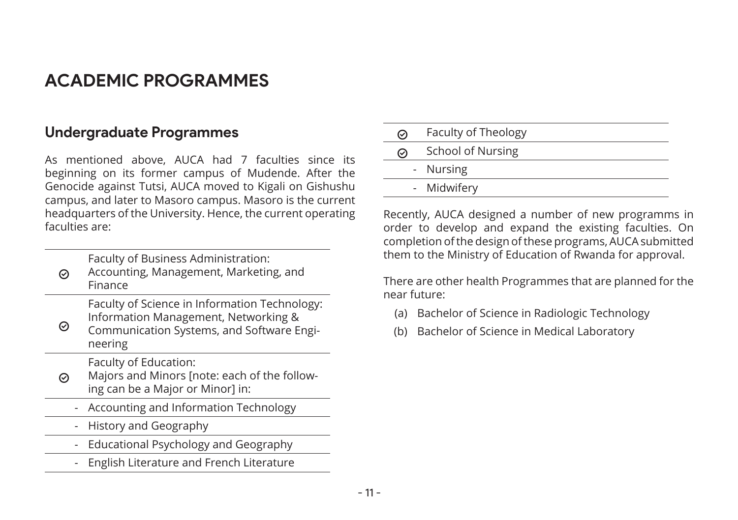# ACADEMIC PROGRAMMES

## Undergraduate Programmes

As mentioned above, AUCA had 7 faculties since its beginning on its former campus of Mudende. After the Genocide against Tutsi, AUCA moved to Kigali on Gishushu campus, and later to Masoro campus. Masoro is the current headquarters of the University. Hence, the current operating faculties are:

- Faculty of Business Administration: Accounting, Management, Marketing, and Finance
- Faculty of Science in Information Technology: Information Management, Networking & Communication Systems, and Software Engineering
- Faculty of Education: Majors and Minors [note: each of the following can be a Major or Minor] in:
  - Accounting and Information Technology
  - History and Geography
  - Educational Psychology and Geography
  - English Literature and French Literature
- Faculty of Theology
- School of Nursing
  - Nursing
  - Midwifery

Recently, AUCA designed a number of new programms in order to develop and expand the existing faculties. On completion of the design of these programs, AUCA submitted them to the Ministry of Education of Rwanda for approval.

There are other health Programmes that are planned for the near future:

(a) Bachelor of Science in Radiologic Technology
(b) Bachelor of Science in Medical Laboratory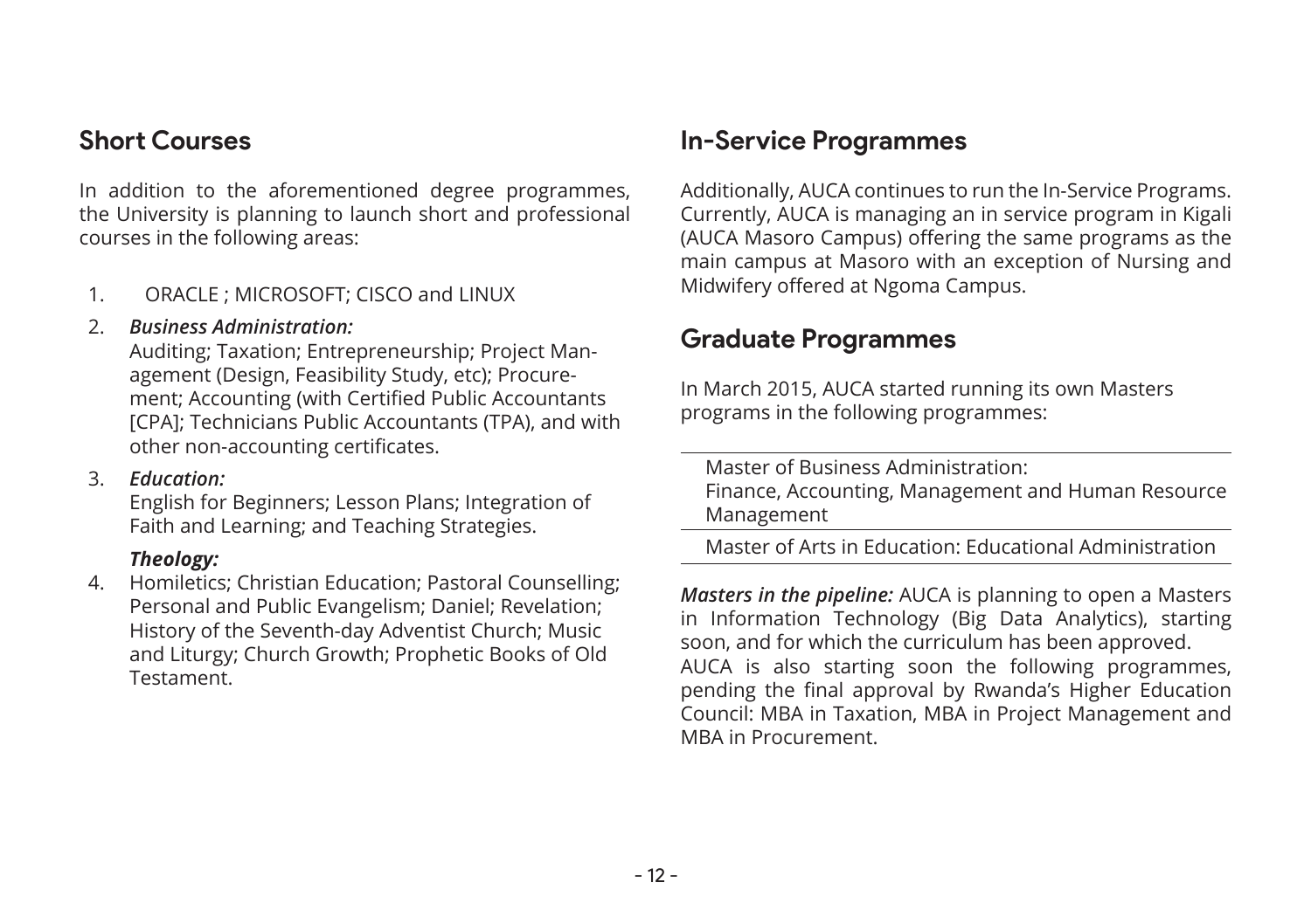## Short Courses

In addition to the aforementioned degree programmes, the University is planning to launch short and professional courses in the following areas:

1. ORACLE ; MICROSOFT; CISCO and LINUX
2. ***Business Administration:***
   Auditing; Taxation; Entrepreneurship; Project Management (Design, Feasibility Study, etc); Procurement; Accounting (with Certified Public Accountants [CPA]; Technicians Public Accountants (TPA), and with other non-accounting certificates.
3. ***Education:***
   English for Beginners; Lesson Plans; Integration of Faith and Learning; and Teaching Strategies.
4. ***Theology:***
   Homiletics; Christian Education; Pastoral Counselling; Personal and Public Evangelism; Daniel; Revelation; History of the Seventh-day Adventist Church; Music and Liturgy; Church Growth; Prophetic Books of Old Testament.

## In-Service Programmes

Additionally, AUCA continues to run the In-Service Programs. Currently, AUCA is managing an in service program in Kigali (AUCA Masoro Campus) offering the same programs as the main campus at Masoro with an exception of Nursing and Midwifery offered at Ngoma Campus.

## Graduate Programmes

In March 2015, AUCA started running its own Masters programs in the following programmes:

- Master of Business Administration:
  Finance, Accounting, Management and Human Resource Management
- Master of Arts in Education: Educational Administration

***Masters in the pipeline:*** AUCA is planning to open a Masters in Information Technology (Big Data Analytics), starting soon, and for which the curriculum has been approved.
AUCA is also starting soon the following programmes, pending the final approval by Rwanda's Higher Education Council: MBA in Taxation, MBA in Project Management and MBA in Procurement.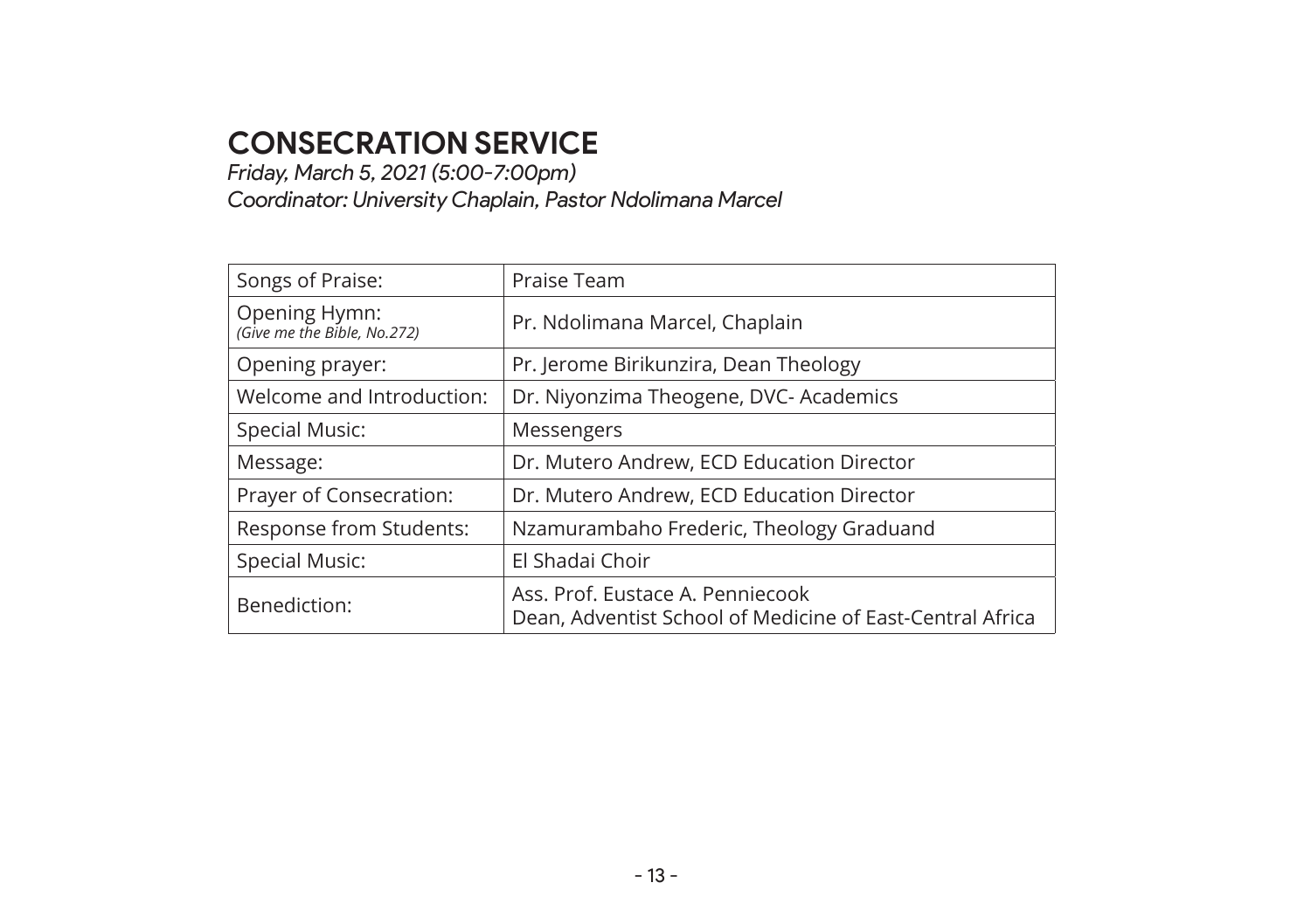# CONSECRATION SERVICE

*Friday, March 5, 2021 (5:00-7:00pm)*
*Coordinator: University Chaplain, Pastor Ndolimana Marcel*

| | |
|---|---|
| Songs of Praise: | Praise Team |
| Opening Hymn: *(Give me the Bible, No.272)* | Pr. Ndolimana Marcel, Chaplain |
| Opening prayer: | Pr. Jerome Birikunzira, Dean Theology |
| Welcome and Introduction: | Dr. Niyonzima Theogene, DVC- Academics |
| Special Music: | Messengers |
| Message: | Dr. Mutero Andrew, ECD Education Director |
| Prayer of Consecration: | Dr. Mutero Andrew, ECD Education Director |
| Response from Students: | Nzamurambaho Frederic, Theology Graduand |
| Special Music: | El Shadai Choir |
| Benediction: | Ass. Prof. Eustace A. Penniecook<br>Dean, Adventist School of Medicine of East-Central Africa |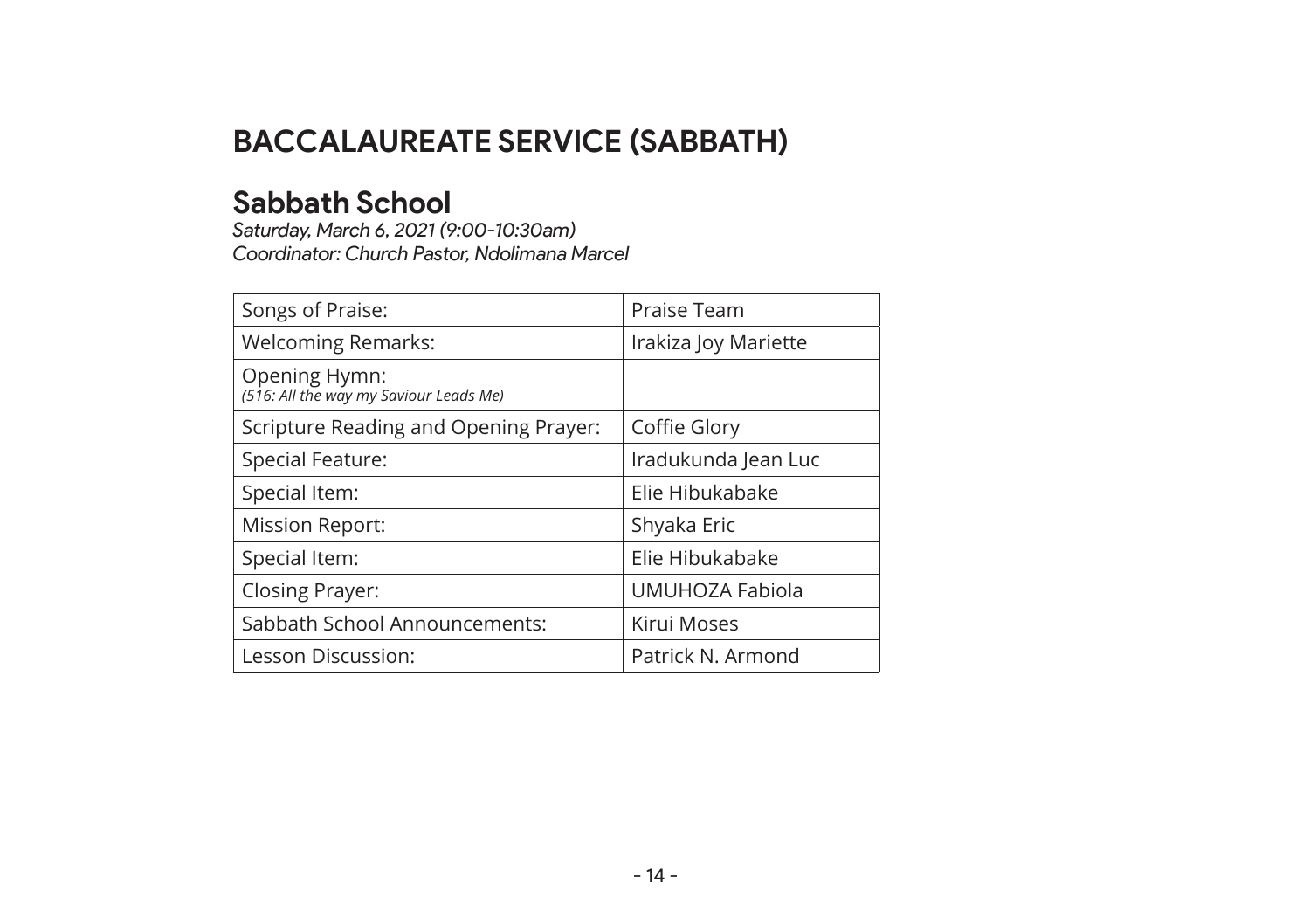# BACCALAUREATE SERVICE (SABBATH)

## Sabbath School

*Saturday, March 6, 2021 (9:00-10:30am)*
*Coordinator: Church Pastor, Ndolimana Marcel*

| | |
|---|---|
| Songs of Praise: | Praise Team |
| Welcoming Remarks: | Irakiza Joy Mariette |
| Opening Hymn: *(516: All the way my Saviour Leads Me)* | |
| Scripture Reading and Opening Prayer: | Coffie Glory |
| Special Feature: | Iradukunda Jean Luc |
| Special Item: | Elie Hibukabake |
| Mission Report: | Shyaka Eric |
| Special Item: | Elie Hibukabake |
| Closing Prayer: | UMUHOZA Fabiola |
| Sabbath School Announcements: | Kirui Moses |
| Lesson Discussion: | Patrick N. Armond |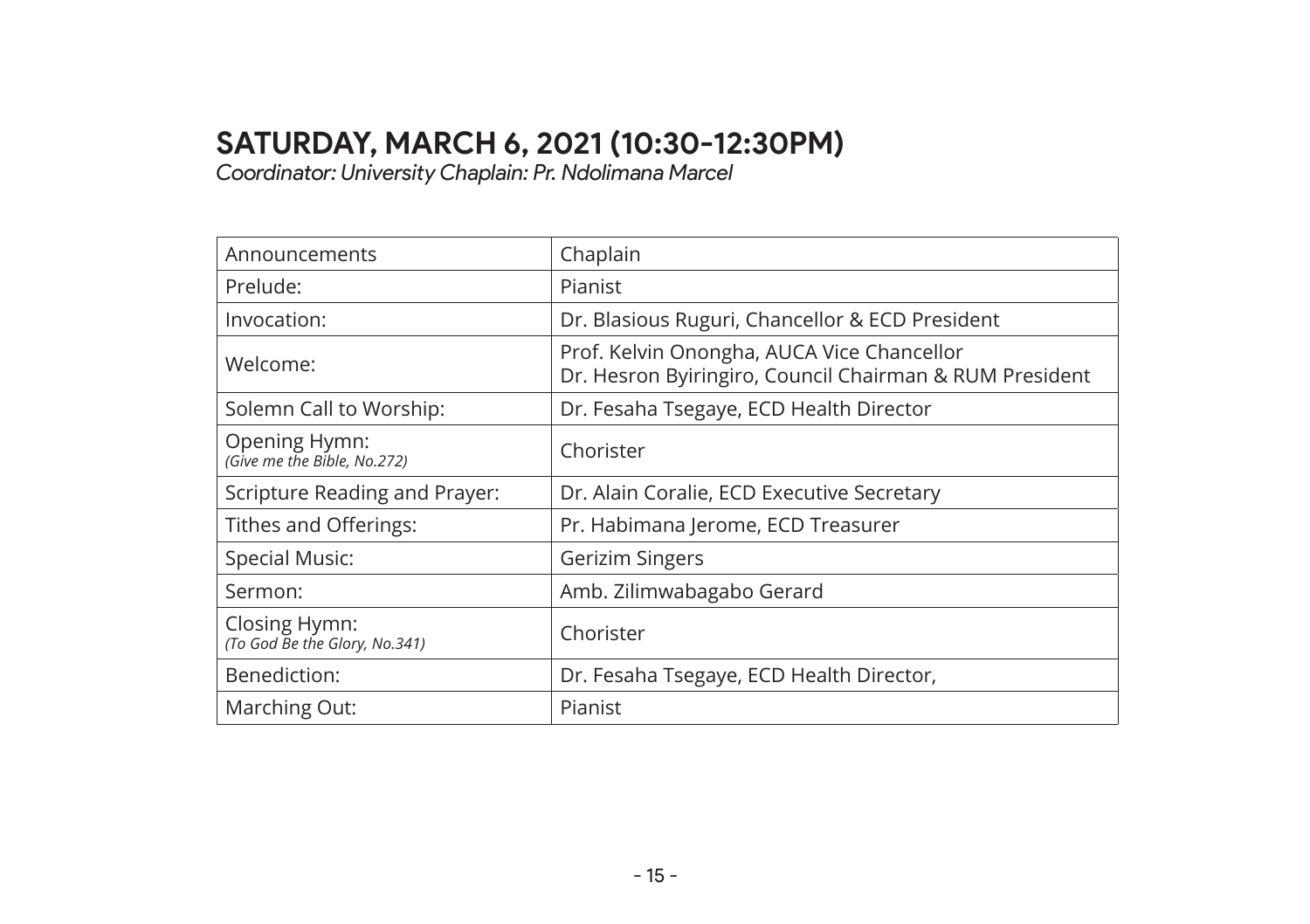## SATURDAY, MARCH 6, 2021 (10:30-12:30PM)

*Coordinator: University Chaplain: Pr. Ndolimana Marcel*

| | |
|---|---|
| Announcements | Chaplain |
| Prelude: | Pianist |
| Invocation: | Dr. Blasious Ruguri, Chancellor & ECD President |
| Welcome: | Prof. Kelvin Onongha, AUCA Vice Chancellor<br>Dr. Hesron Byiringiro, Council Chairman & RUM President |
| Solemn Call to Worship: | Dr. Fesaha Tsegaye, ECD Health Director |
| Opening Hymn:<br>*(Give me the Bible, No.272)* | Chorister |
| Scripture Reading and Prayer: | Dr. Alain Coralie, ECD Executive Secretary |
| Tithes and Offerings: | Pr. Habimana Jerome, ECD Treasurer |
| Special Music: | Gerizim Singers |
| Sermon: | Amb. Zilimwabagabo Gerard |
| Closing Hymn:<br>*(To God Be the Glory, No.341)* | Chorister |
| Benediction: | Dr. Fesaha Tsegaye, ECD Health Director, |
| Marching Out: | Pianist |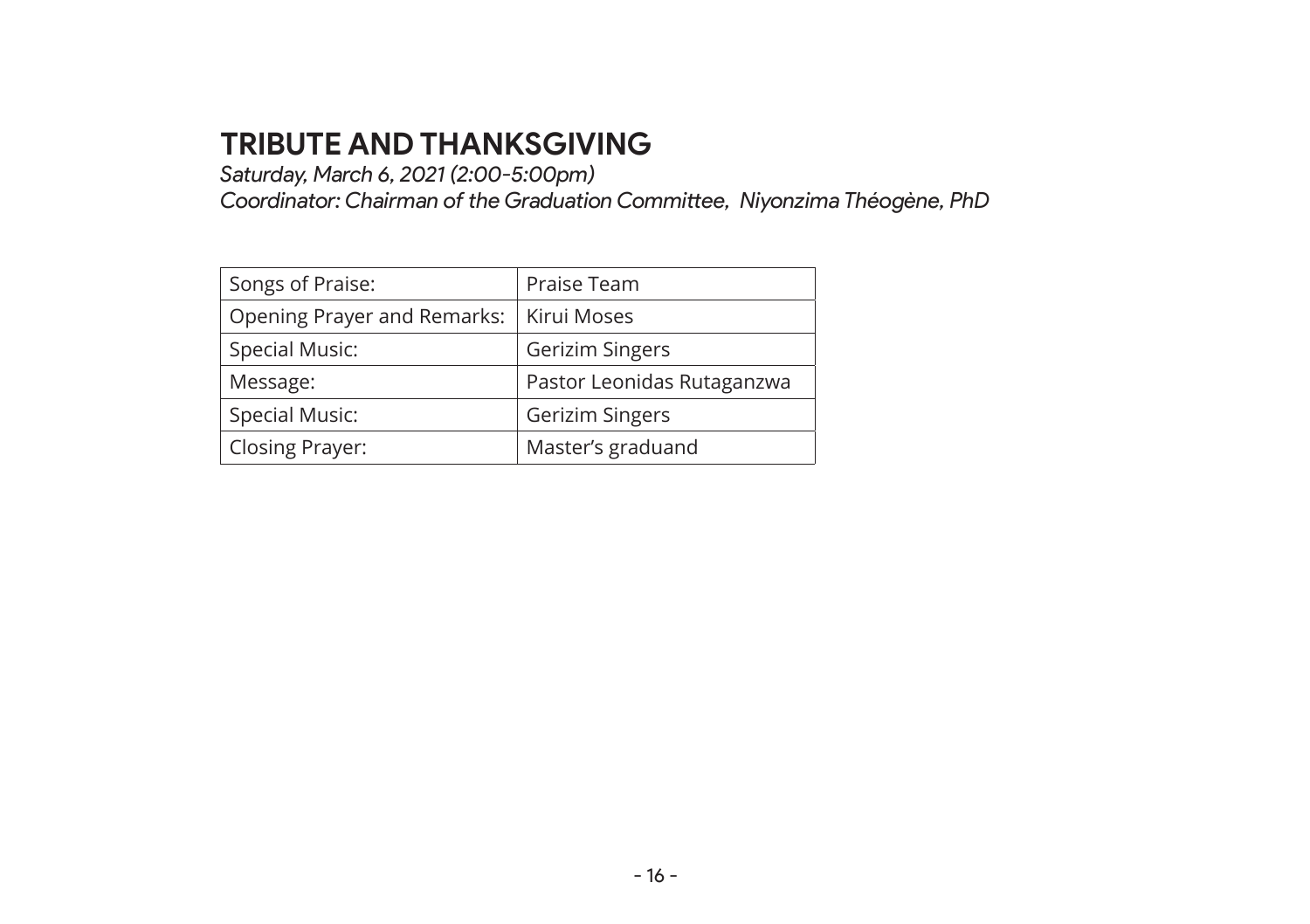# TRIBUTE AND THANKSGIVING

*Saturday, March 6, 2021 (2:00-5:00pm)*
*Coordinator: Chairman of the Graduation Committee, Niyonzima Théogène, PhD*

| | |
|---|---|
| Songs of Praise: | Praise Team |
| Opening Prayer and Remarks: | Kirui Moses |
| Special Music: | Gerizim Singers |
| Message: | Pastor Leonidas Rutaganzwa |
| Special Music: | Gerizim Singers |
| Closing Prayer: | Master's graduand |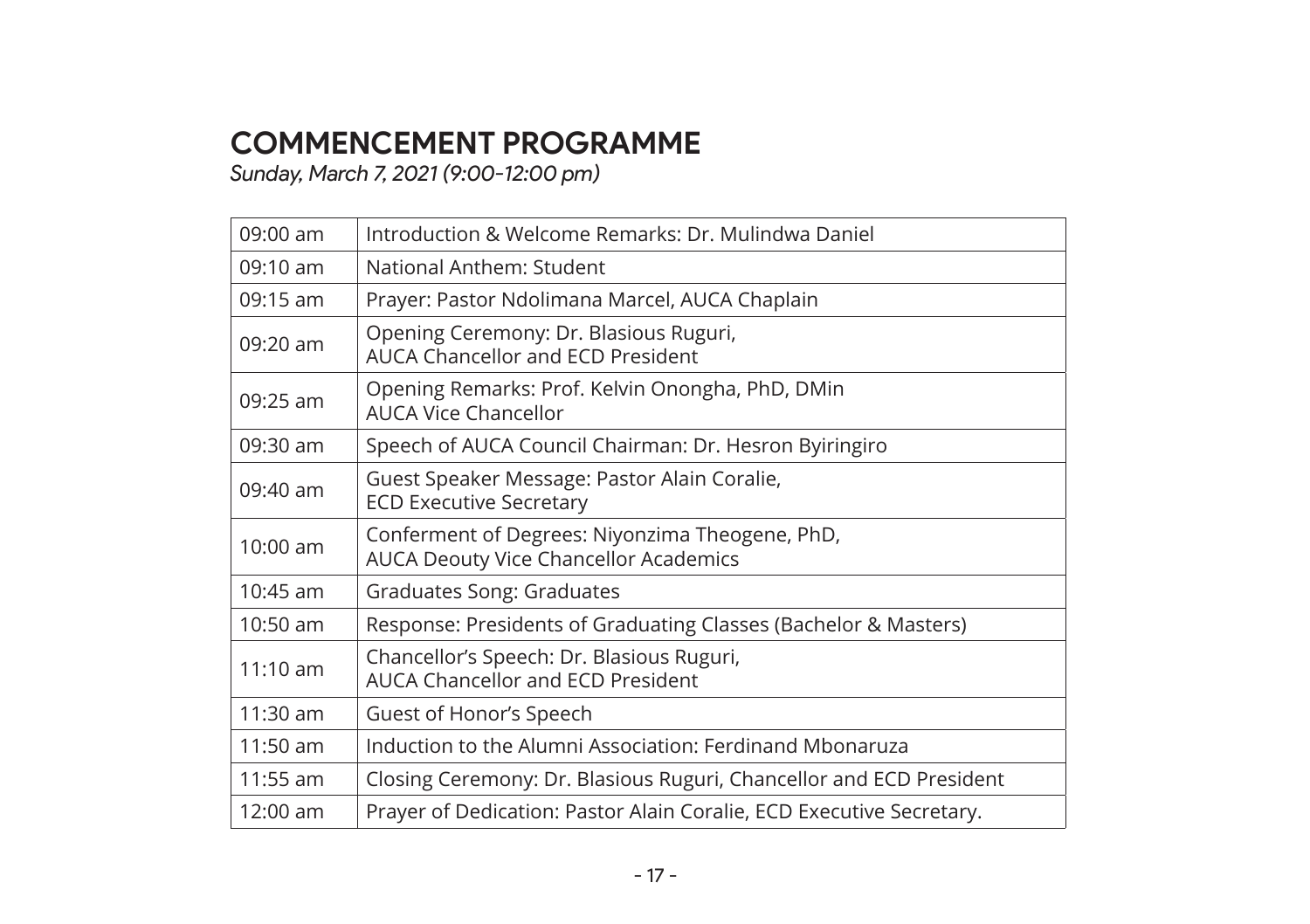# COMMENCEMENT PROGRAMME

*Sunday, March 7, 2021 (9:00-12:00 pm)*

| | |
|---|---|
| 09:00 am | Introduction & Welcome Remarks: Dr. Mulindwa Daniel |
| 09:10 am | National Anthem: Student |
| 09:15 am | Prayer: Pastor Ndolimana Marcel, AUCA Chaplain |
| 09:20 am | Opening Ceremony: Dr. Blasious Ruguri, AUCA Chancellor and ECD President |
| 09:25 am | Opening Remarks: Prof. Kelvin Onongha, PhD, DMin AUCA Vice Chancellor |
| 09:30 am | Speech of AUCA Council Chairman: Dr. Hesron Byiringiro |
| 09:40 am | Guest Speaker Message: Pastor Alain Coralie, ECD Executive Secretary |
| 10:00 am | Conferment of Degrees: Niyonzima Theogene, PhD, AUCA Deouty Vice Chancellor Academics |
| 10:45 am | Graduates Song: Graduates |
| 10:50 am | Response: Presidents of Graduating Classes (Bachelor & Masters) |
| 11:10 am | Chancellor's Speech: Dr. Blasious Ruguri, AUCA Chancellor and ECD President |
| 11:30 am | Guest of Honor's Speech |
| 11:50 am | Induction to the Alumni Association: Ferdinand Mbonaruza |
| 11:55 am | Closing Ceremony: Dr. Blasious Ruguri, Chancellor and ECD President |
| 12:00 am | Prayer of Dedication: Pastor Alain Coralie, ECD Executive Secretary. |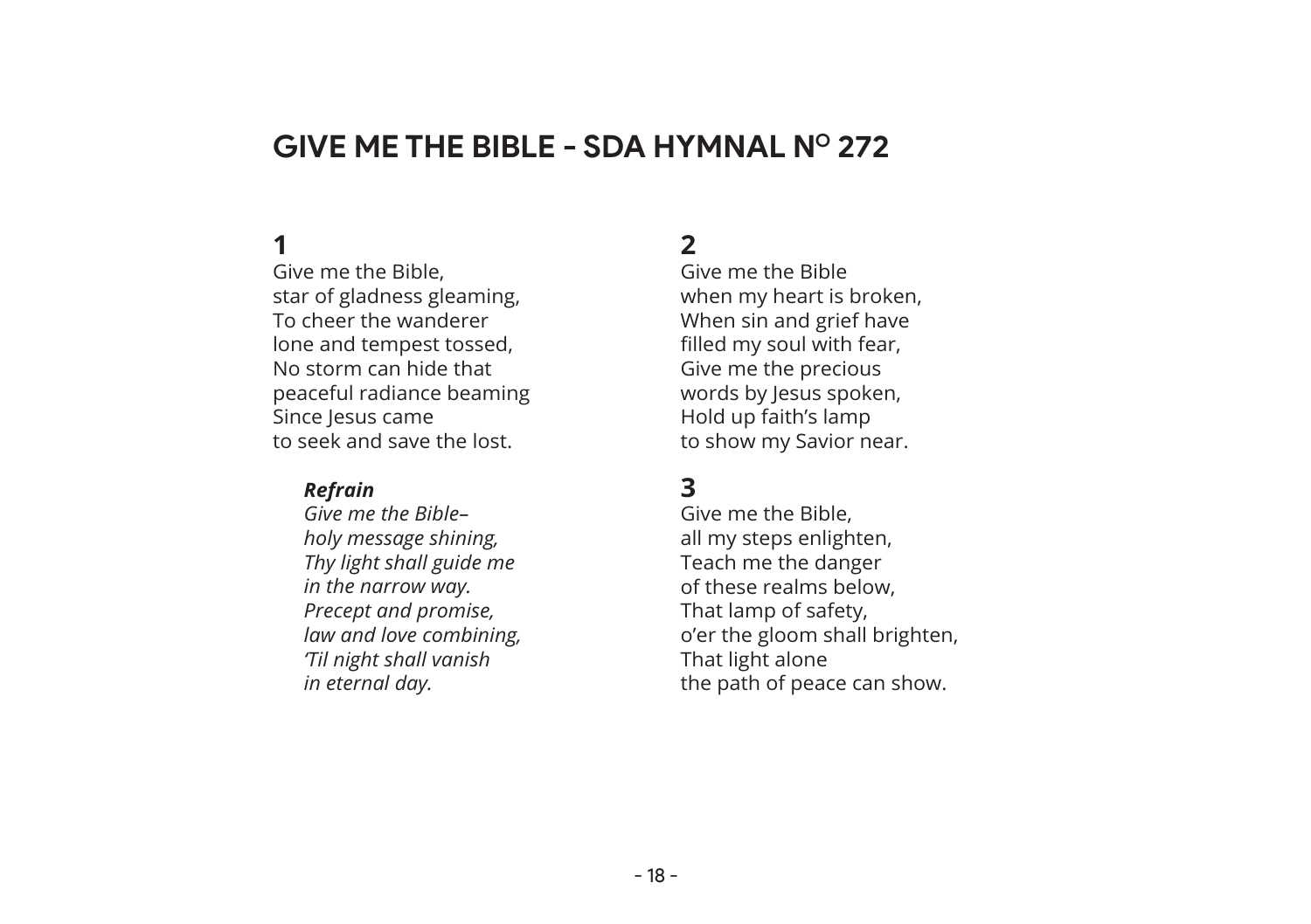## GIVE ME THE BIBLE - SDA HYMNAL Nº 272

### 1

Give me the Bible,  
star of gladness gleaming,  
To cheer the wanderer  
lone and tempest tossed,  
No storm can hide that  
peaceful radiance beaming  
Since Jesus came  
to seek and save the lost.

***Refrain***

*Give me the Bible–*  
*holy message shining,*  
*Thy light shall guide me*  
*in the narrow way.*  
*Precept and promise,*  
*law and love combining,*  
*'Til night shall vanish*  
*in eternal day.*

### 2

Give me the Bible  
when my heart is broken,  
When sin and grief have  
filled my soul with fear,  
Give me the precious  
words by Jesus spoken,  
Hold up faith's lamp  
to show my Savior near.

### 3

Give me the Bible,  
all my steps enlighten,  
Teach me the danger  
of these realms below,  
That lamp of safety,  
o'er the gloom shall brighten,  
That light alone  
the path of peace can show.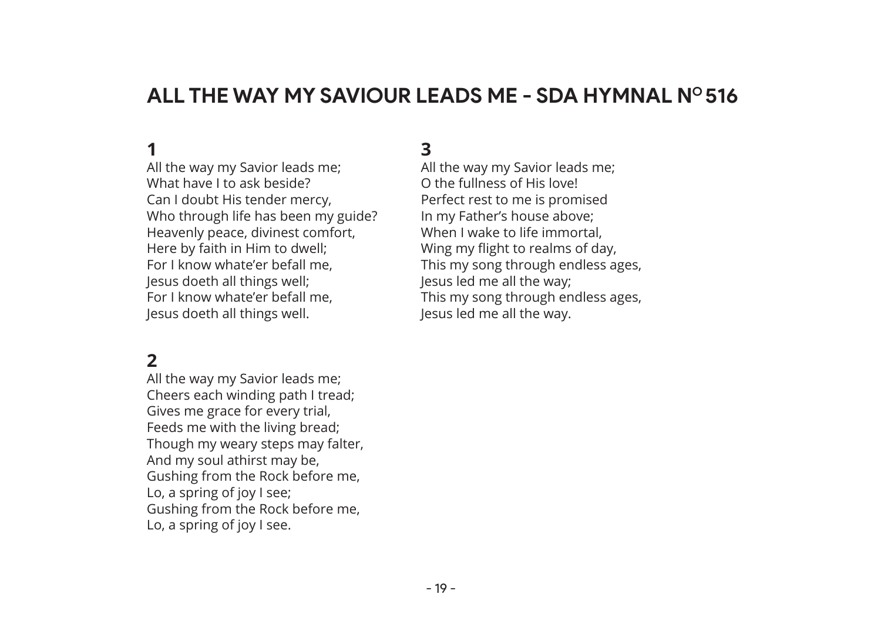# ALL THE WAY MY SAVIOUR LEADS ME - SDA HYMNAL N° 516

## 1

All the way my Savior leads me;
What have I to ask beside?
Can I doubt His tender mercy,
Who through life has been my guide?
Heavenly peace, divinest comfort,
Here by faith in Him to dwell;
For I know whate'er befall me,
Jesus doeth all things well;
For I know whate'er befall me,
Jesus doeth all things well.

## 2

All the way my Savior leads me;
Cheers each winding path I tread;
Gives me grace for every trial,
Feeds me with the living bread;
Though my weary steps may falter,
And my soul athirst may be,
Gushing from the Rock before me,
Lo, a spring of joy I see;
Gushing from the Rock before me,
Lo, a spring of joy I see.

## 3

All the way my Savior leads me;
O the fullness of His love!
Perfect rest to me is promised
In my Father's house above;
When I wake to life immortal,
Wing my flight to realms of day,
This my song through endless ages,
Jesus led me all the way;
This my song through endless ages,
Jesus led me all the way.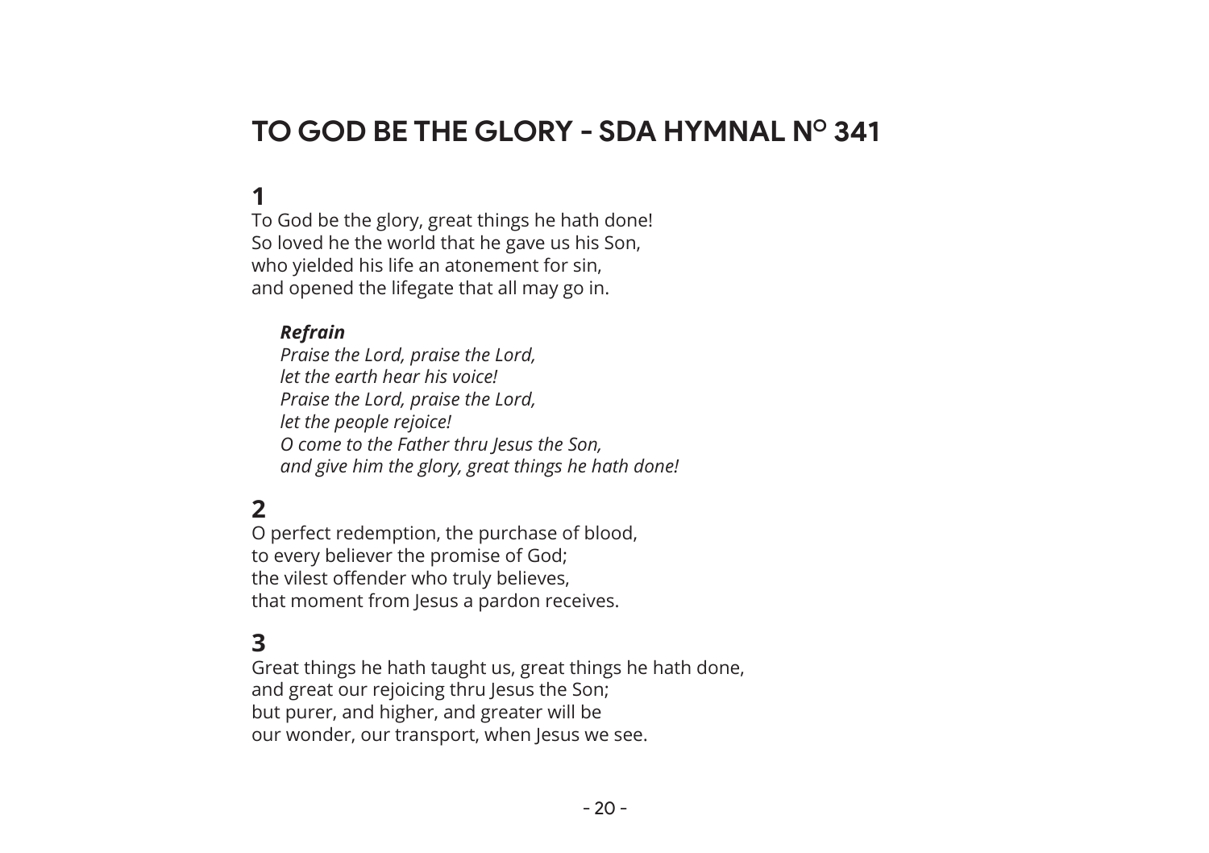# TO GOD BE THE GLORY - SDA HYMNAL N$^{O}$ 341

## 1

To God be the glory, great things he hath done!
So loved he the world that he gave us his Son,
who yielded his life an atonement for sin,
and opened the lifegate that all may go in.

***Refrain***
*Praise the Lord, praise the Lord,*
*let the earth hear his voice!*
*Praise the Lord, praise the Lord,*
*let the people rejoice!*
*O come to the Father thru Jesus the Son,*
*and give him the glory, great things he hath done!*

## 2

O perfect redemption, the purchase of blood,
to every believer the promise of God;
the vilest offender who truly believes,
that moment from Jesus a pardon receives.

## 3

Great things he hath taught us, great things he hath done,
and great our rejoicing thru Jesus the Son;
but purer, and higher, and greater will be
our wonder, our transport, when Jesus we see.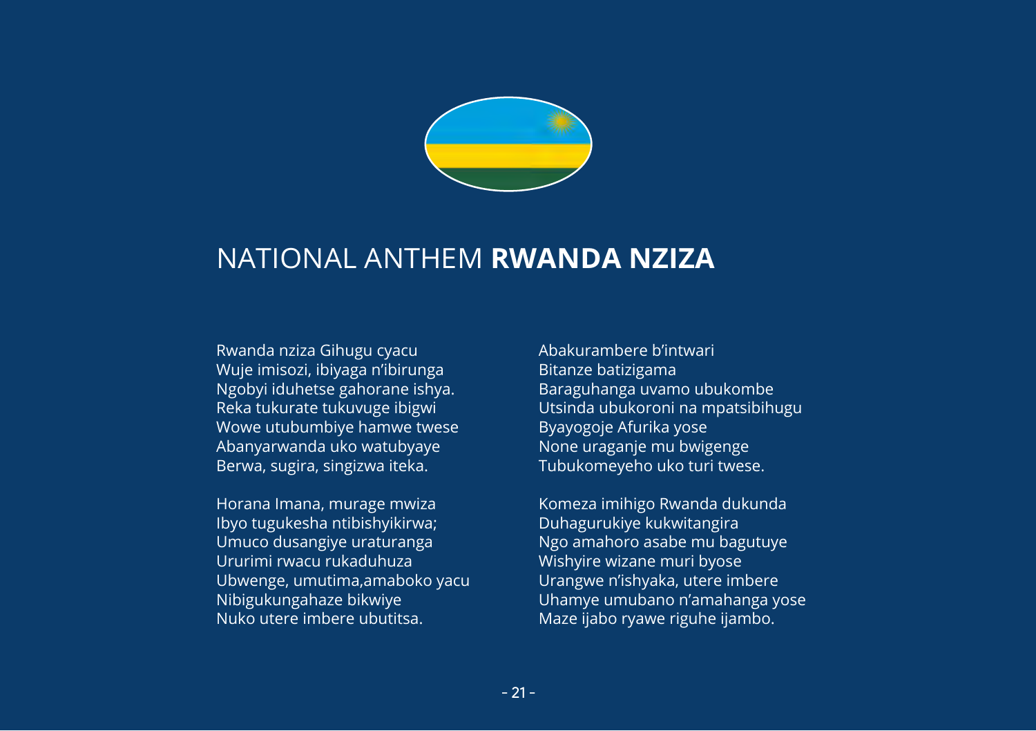# NATIONAL ANTHEM **RWANDA NZIZA**

Rwanda nziza Gihugu cyacu  
Wuje imisozi, ibiyaga n'ibirunga  
Ngobyi iduhetse gahorane ishya.  
Reka tukurate tukuvuge ibigwi  
Wowe utubumbiye hamwe twese  
Abanyarwanda uko watubyaye  
Berwa, sugira, singizwa iteka.

Horana Imana, murage mwiza  
Ibyo tugukesha ntibishyikirwa;  
Umuco dusangiye uraturanga  
Ururimi rwacu rukaduhuza  
Ubwenge, umutima,amaboko yacu  
Nibigukungahaze bikwiye  
Nuko utere imbere ubutitsa.

Abakurambere b'intwari  
Bitanze batizigama  
Baraguhanga uvamo ubukombe  
Utsinda ubukoroni na mpatsibihugu  
Byayogoje Afurika yose  
None uraganje mu bwigenge  
Tubukomeyeho uko turi twese.

Komeza imihigo Rwanda dukunda  
Duhagurukiye kukwitangira  
Ngo amahoro asabe mu bagutuye  
Wishyire wizane muri byose  
Urangwe n'ishyaka, utere imbere  
Uhamye umubano n'amahanga yose  
Maze ijabo ryawe riguhe ijambo.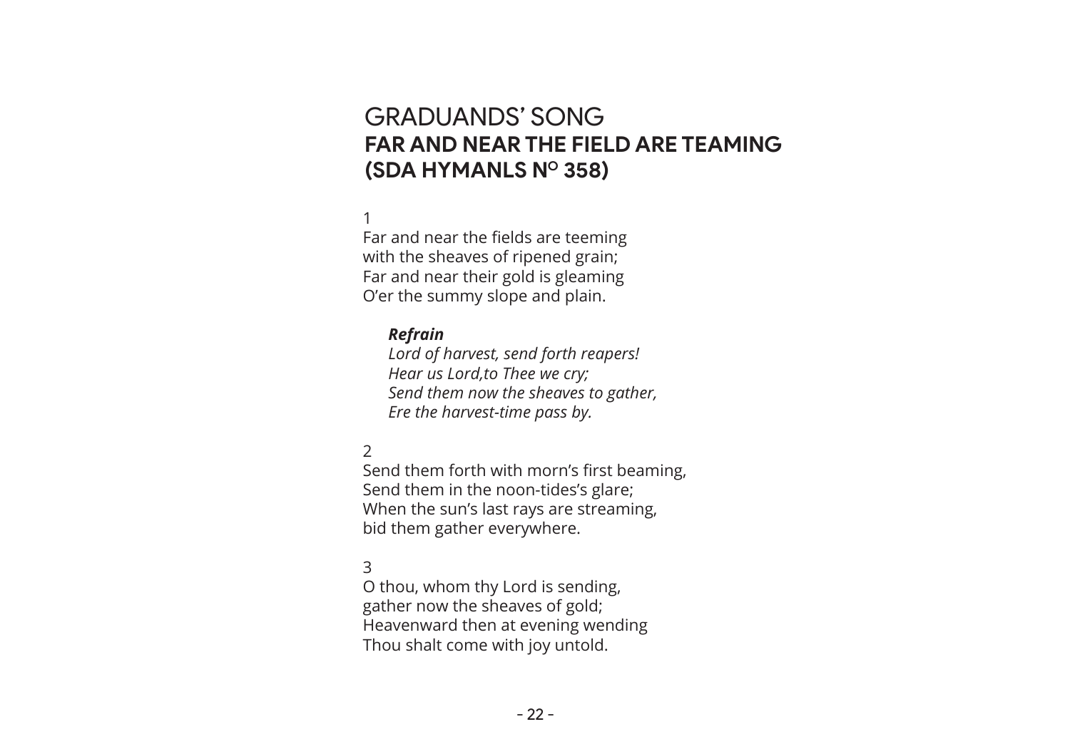# GRADUANDS' SONG
## FAR AND NEAR THE FIELD ARE TEAMING (SDA HYMANLS N° 358)

1

Far and near the fields are teeming
with the sheaves of ripened grain;
Far and near their gold is gleaming
O'er the summy slope and plain.

***Refrain***

*Lord of harvest, send forth reapers!*
*Hear us Lord,to Thee we cry;*
*Send them now the sheaves to gather,*
*Ere the harvest-time pass by.*

2

Send them forth with morn's first beaming,
Send them in the noon-tides's glare;
When the sun's last rays are streaming,
bid them gather everywhere.

3

O thou, whom thy Lord is sending,
gather now the sheaves of gold;
Heavenward then at evening wending
Thou shalt come with joy untold.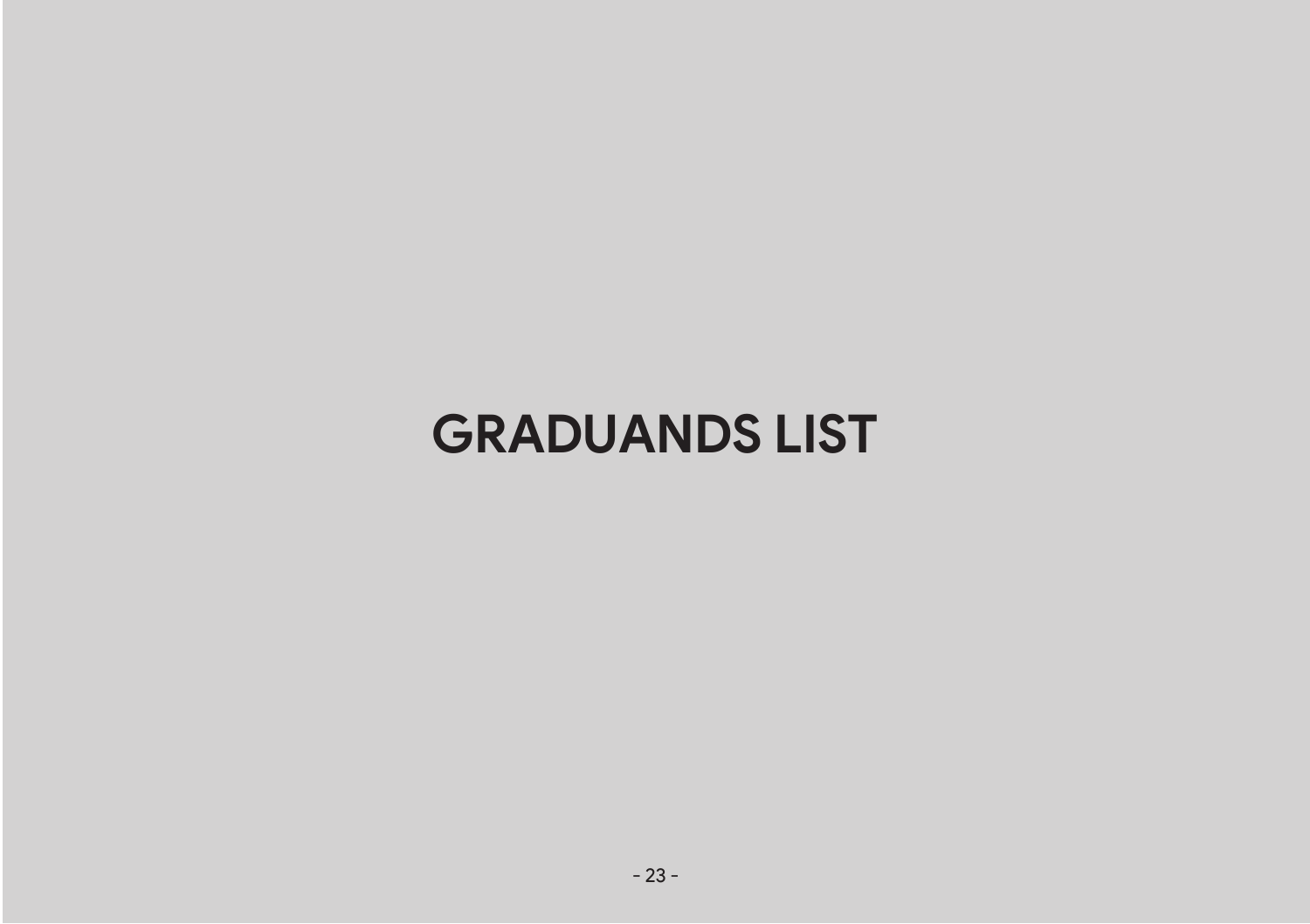# GRADUANDS LIST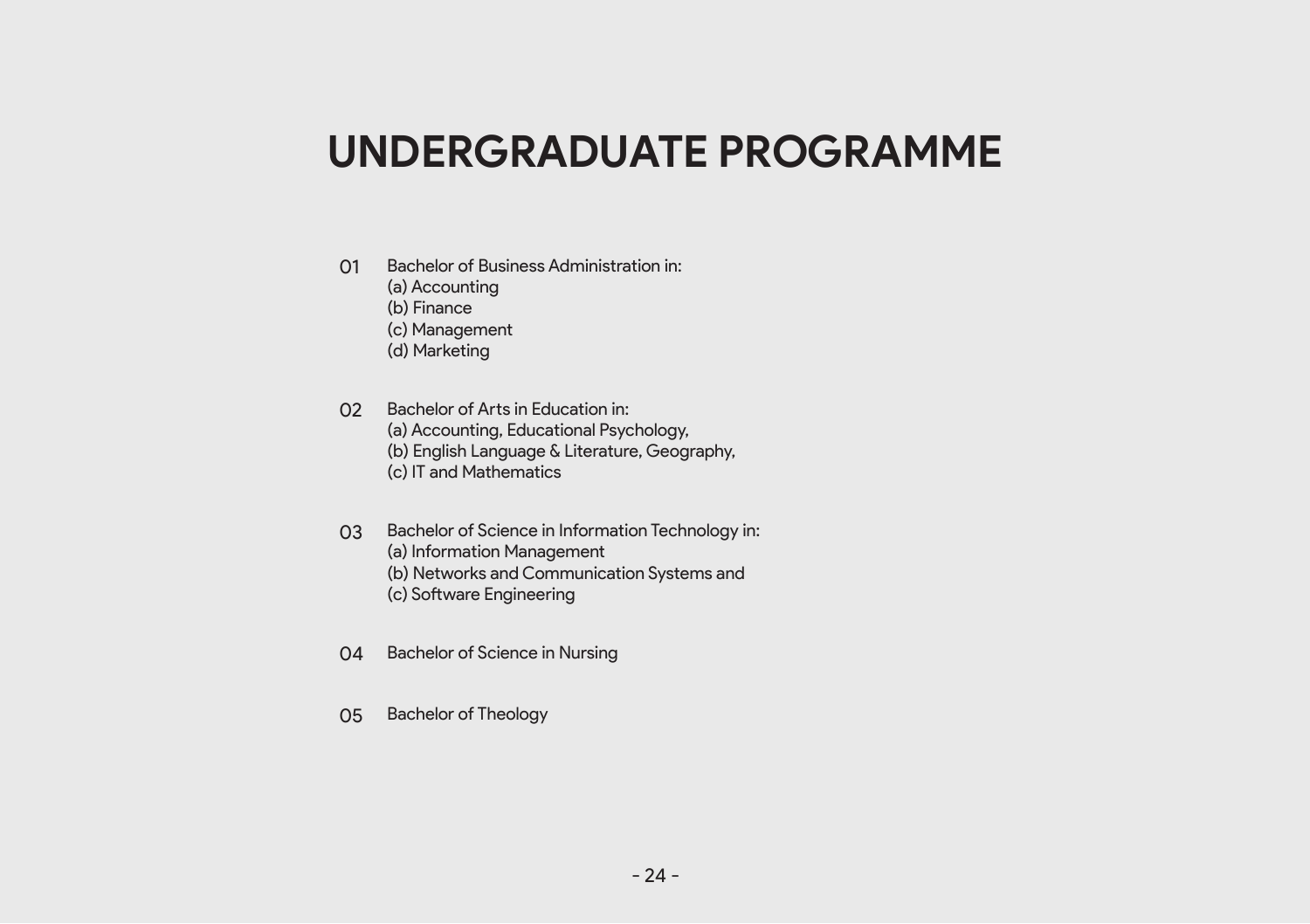# UNDERGRADUATE PROGRAMME

01 Bachelor of Business Administration in:
(a) Accounting
(b) Finance
(c) Management
(d) Marketing

02 Bachelor of Arts in Education in:
(a) Accounting, Educational Psychology,
(b) English Language & Literature, Geography,
(c) IT and Mathematics

03 Bachelor of Science in Information Technology in:
(a) Information Management
(b) Networks and Communication Systems and
(c) Software Engineering

04 Bachelor of Science in Nursing

05 Bachelor of Theology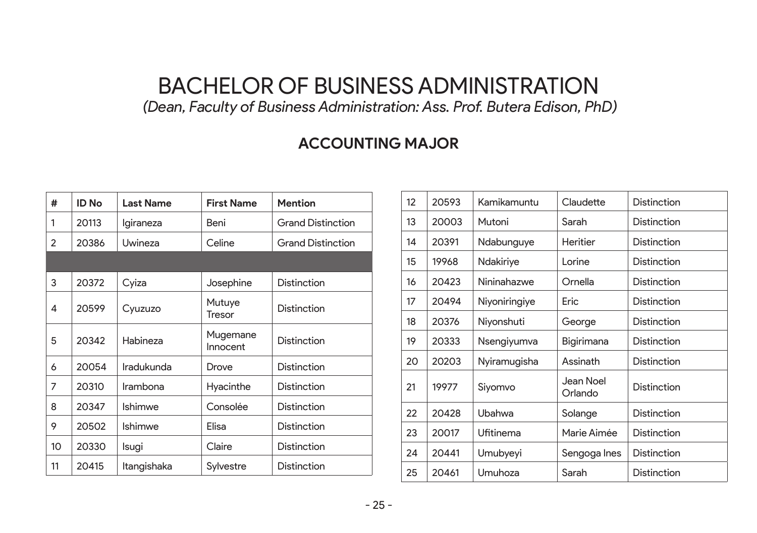# BACHELOR OF BUSINESS ADMINISTRATION

*(Dean, Faculty of Business Administration: Ass. Prof. Butera Edison, PhD)*

## ACCOUNTING MAJOR

| # | ID No | Last Name | First Name | Mention |
|---|---|---|---|---|
| 1 | 20113 | Igiraneza | Beni | Grand Distinction |
| 2 | 20386 | Uwineza | Celine | Grand Distinction |
| | | | | |
| 3 | 20372 | Cyiza | Josephine | Distinction |
| 4 | 20599 | Cyuzuzo | Mutuye Tresor | Distinction |
| 5 | 20342 | Habineza | Mugemane Innocent | Distinction |
| 6 | 20054 | Iradukunda | Drove | Distinction |
| 7 | 20310 | Irambona | Hyacinthe | Distinction |
| 8 | 20347 | Ishimwe | Consolée | Distinction |
| 9 | 20502 | Ishimwe | Elisa | Distinction |
| 10 | 20330 | Isugi | Claire | Distinction |
| 11 | 20415 | Itangishaka | Sylvestre | Distinction |
| 12 | 20593 | Kamikamuntu | Claudette | Distinction |
| 13 | 20003 | Mutoni | Sarah | Distinction |
| 14 | 20391 | Ndabunguye | Heritier | Distinction |
| 15 | 19968 | Ndakiriye | Lorine | Distinction |
| 16 | 20423 | Nininahazwe | Ornella | Distinction |
| 17 | 20494 | Niyoniringiye | Eric | Distinction |
| 18 | 20376 | Niyonshuti | George | Distinction |
| 19 | 20333 | Nsengiyumva | Bigirimana | Distinction |
| 20 | 20203 | Nyiramugisha | Assinath | Distinction |
| 21 | 19977 | Siyomvo | Jean Noel Orlando | Distinction |
| 22 | 20428 | Ubahwa | Solange | Distinction |
| 23 | 20017 | Ufitinema | Marie Aimée | Distinction |
| 24 | 20441 | Umubyeyi | Sengoga Ines | Distinction |
| 25 | 20461 | Umuhoza | Sarah | Distinction |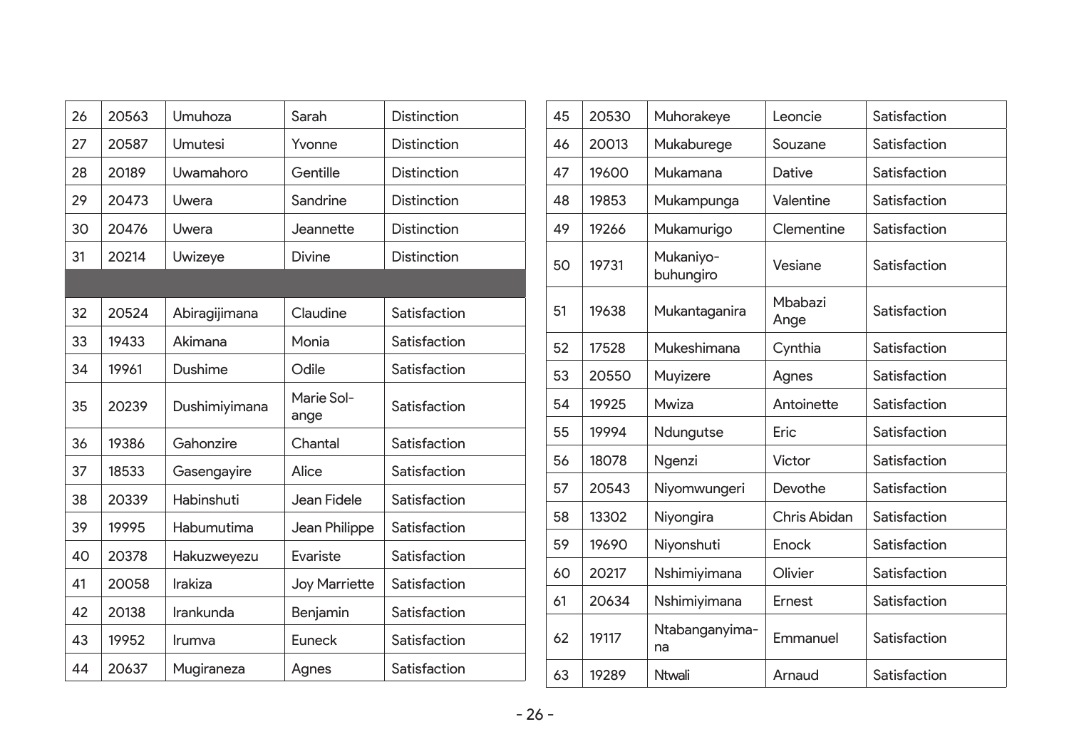| | | | | |
|---|---|---|---|---|
| 26 | 20563 | Umuhoza | Sarah | Distinction |
| 27 | 20587 | Umutesi | Yvonne | Distinction |
| 28 | 20189 | Uwamahoro | Gentille | Distinction |
| 29 | 20473 | Uwera | Sandrine | Distinction |
| 30 | 20476 | Uwera | Jeannette | Distinction |
| 31 | 20214 | Uwizeye | Divine | Distinction |
| | | | | |
| 32 | 20524 | Abiragijimana | Claudine | Satisfaction |
| 33 | 19433 | Akimana | Monia | Satisfaction |
| 34 | 19961 | Dushime | Odile | Satisfaction |
| 35 | 20239 | Dushimiyimana | Marie Sol-ange | Satisfaction |
| 36 | 19386 | Gahonzire | Chantal | Satisfaction |
| 37 | 18533 | Gasengayire | Alice | Satisfaction |
| 38 | 20339 | Habinshuti | Jean Fidele | Satisfaction |
| 39 | 19995 | Habumutima | Jean Philippe | Satisfaction |
| 40 | 20378 | Hakuzweyezu | Evariste | Satisfaction |
| 41 | 20058 | Irakiza | Joy Marriette | Satisfaction |
| 42 | 20138 | Irankunda | Benjamin | Satisfaction |
| 43 | 19952 | Irumva | Euneck | Satisfaction |
| 44 | 20637 | Mugiraneza | Agnes | Satisfaction |
| 45 | 20530 | Muhorakeye | Leoncie | Satisfaction |
| 46 | 20013 | Mukaburege | Souzane | Satisfaction |
| 47 | 19600 | Mukamana | Dative | Satisfaction |
| 48 | 19853 | Mukampunga | Valentine | Satisfaction |
| 49 | 19266 | Mukamurigo | Clementine | Satisfaction |
| 50 | 19731 | Mukaniyo-buhungiro | Vesiane | Satisfaction |
| 51 | 19638 | Mukantaganira | Mbabazi Ange | Satisfaction |
| 52 | 17528 | Mukeshimana | Cynthia | Satisfaction |
| 53 | 20550 | Muyizere | Agnes | Satisfaction |
| 54 | 19925 | Mwiza | Antoinette | Satisfaction |
| 55 | 19994 | Ndungutse | Eric | Satisfaction |
| 56 | 18078 | Ngenzi | Victor | Satisfaction |
| 57 | 20543 | Niyomwungeri | Devothe | Satisfaction |
| 58 | 13302 | Niyongira | Chris Abidan | Satisfaction |
| 59 | 19690 | Niyonshuti | Enock | Satisfaction |
| 60 | 20217 | Nshimiyimana | Olivier | Satisfaction |
| 61 | 20634 | Nshimiyimana | Ernest | Satisfaction |
| 62 | 19117 | Ntabanganyima-na | Emmanuel | Satisfaction |
| 63 | 19289 | Ntwali | Arnaud | Satisfaction |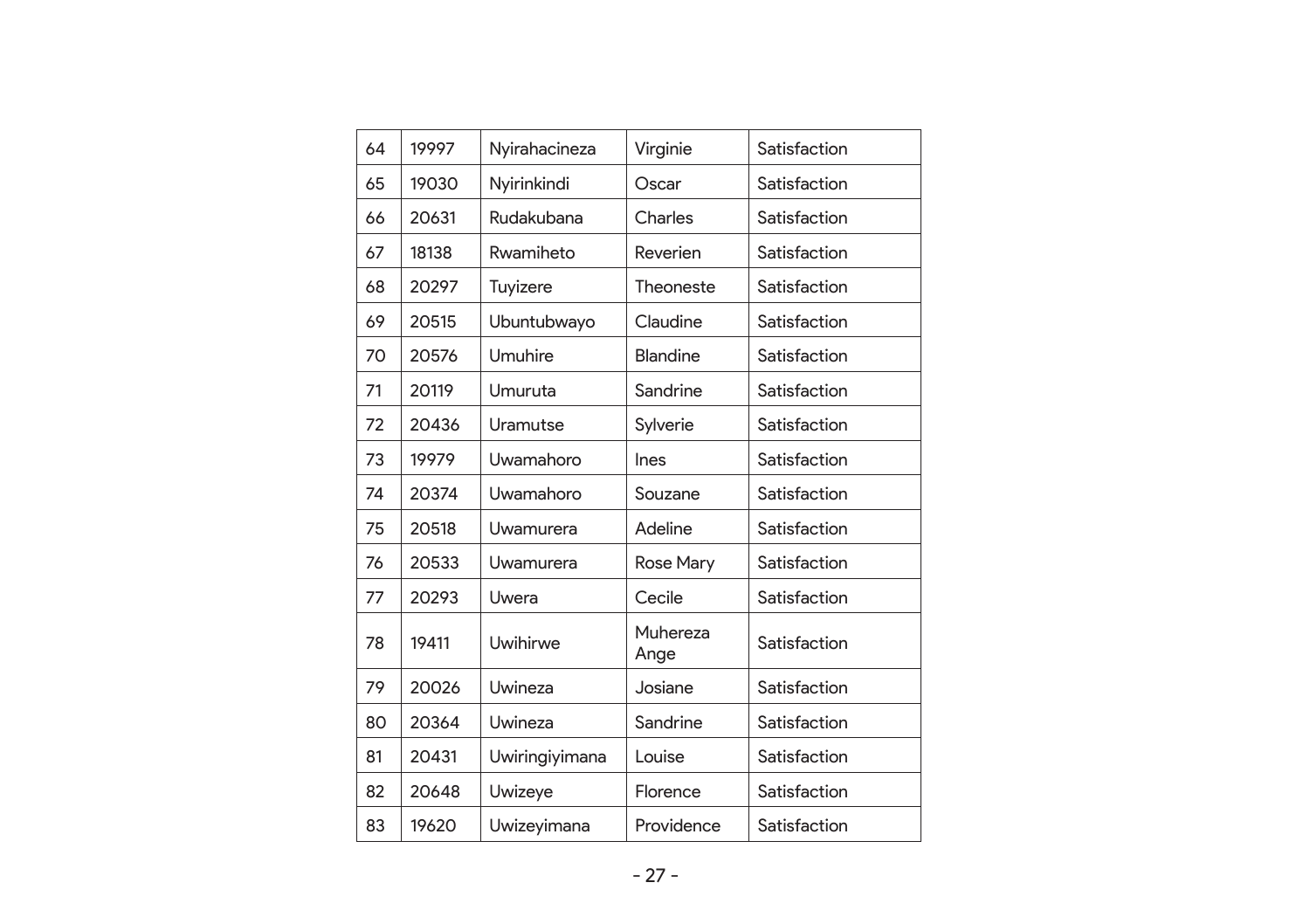| | | | | |
|---|---|---|---|---|
| 64 | 19997 | Nyirahacineza | Virginie | Satisfaction |
| 65 | 19030 | Nyirinkindi | Oscar | Satisfaction |
| 66 | 20631 | Rudakubana | Charles | Satisfaction |
| 67 | 18138 | Rwamiheto | Reverien | Satisfaction |
| 68 | 20297 | Tuyizere | Theoneste | Satisfaction |
| 69 | 20515 | Ubuntubwayo | Claudine | Satisfaction |
| 70 | 20576 | Umuhire | Blandine | Satisfaction |
| 71 | 20119 | Umuruta | Sandrine | Satisfaction |
| 72 | 20436 | Uramutse | Sylverie | Satisfaction |
| 73 | 19979 | Uwamahoro | Ines | Satisfaction |
| 74 | 20374 | Uwamahoro | Souzane | Satisfaction |
| 75 | 20518 | Uwamurera | Adeline | Satisfaction |
| 76 | 20533 | Uwamurera | Rose Mary | Satisfaction |
| 77 | 20293 | Uwera | Cecile | Satisfaction |
| 78 | 19411 | Uwihirwe | Muhereza Ange | Satisfaction |
| 79 | 20026 | Uwineza | Josiane | Satisfaction |
| 80 | 20364 | Uwineza | Sandrine | Satisfaction |
| 81 | 20431 | Uwiringiyimana | Louise | Satisfaction |
| 82 | 20648 | Uwizeye | Florence | Satisfaction |
| 83 | 19620 | Uwizeyimana | Providence | Satisfaction |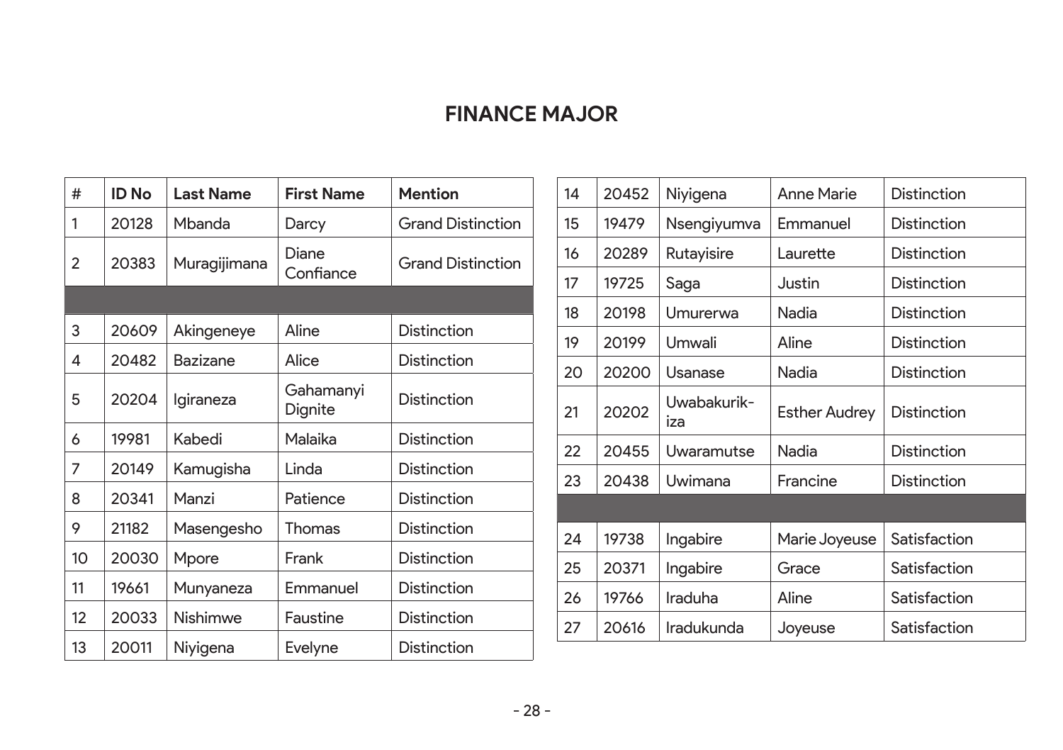## FINANCE MAJOR

| # | ID No | Last Name | First Name | Mention |
|---|---|---|---|---|
| 1 | 20128 | Mbanda | Darcy | Grand Distinction |
| 2 | 20383 | Muragijimana | Diane Confiance | Grand Distinction |
| | | | | |
| 3 | 20609 | Akingeneye | Aline | Distinction |
| 4 | 20482 | Bazizane | Alice | Distinction |
| 5 | 20204 | Igiraneza | Gahamanyi Dignite | Distinction |
| 6 | 19981 | Kabedi | Malaika | Distinction |
| 7 | 20149 | Kamugisha | Linda | Distinction |
| 8 | 20341 | Manzi | Patience | Distinction |
| 9 | 21182 | Masengesho | Thomas | Distinction |
| 10 | 20030 | Mpore | Frank | Distinction |
| 11 | 19661 | Munyaneza | Emmanuel | Distinction |
| 12 | 20033 | Nishimwe | Faustine | Distinction |
| 13 | 20011 | Niyigena | Evelyne | Distinction |
| 14 | 20452 | Niyigena | Anne Marie | Distinction |
| 15 | 19479 | Nsengiyumva | Emmanuel | Distinction |
| 16 | 20289 | Rutayisire | Laurette | Distinction |
| 17 | 19725 | Saga | Justin | Distinction |
| 18 | 20198 | Umurerwa | Nadia | Distinction |
| 19 | 20199 | Umwali | Aline | Distinction |
| 20 | 20200 | Usanase | Nadia | Distinction |
| 21 | 20202 | Uwabakurikiza | Esther Audrey | Distinction |
| 22 | 20455 | Uwaramutse | Nadia | Distinction |
| 23 | 20438 | Uwimana | Francine | Distinction |
| | | | | |
| 24 | 19738 | Ingabire | Marie Joyeuse | Satisfaction |
| 25 | 20371 | Ingabire | Grace | Satisfaction |
| 26 | 19766 | Iraduha | Aline | Satisfaction |
| 27 | 20616 | Iradukunda | Joyeuse | Satisfaction |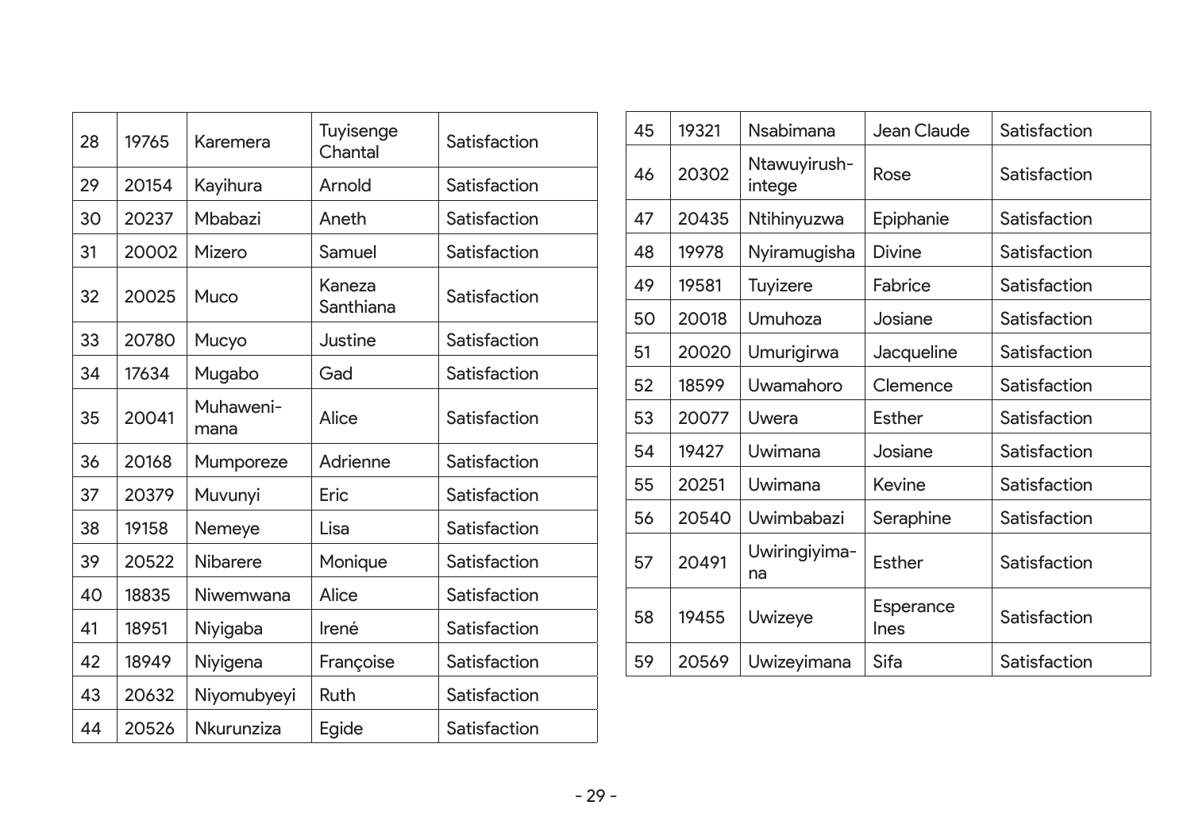| 28 | 19765 | Karemera | Tuyisenge Chantal | Satisfaction |
|---|---|---|---|---|
| 29 | 20154 | Kayihura | Arnold | Satisfaction |
| 30 | 20237 | Mbabazi | Aneth | Satisfaction |
| 31 | 20002 | Mizero | Samuel | Satisfaction |
| 32 | 20025 | Muco | Kaneza Santhiana | Satisfaction |
| 33 | 20780 | Mucyo | Justine | Satisfaction |
| 34 | 17634 | Mugabo | Gad | Satisfaction |
| 35 | 20041 | Muhaweni-mana | Alice | Satisfaction |
| 36 | 20168 | Mumporeze | Adrienne | Satisfaction |
| 37 | 20379 | Muvunyi | Eric | Satisfaction |
| 38 | 19158 | Nemeye | Lisa | Satisfaction |
| 39 | 20522 | Nibarere | Monique | Satisfaction |
| 40 | 18835 | Niwemwana | Alice | Satisfaction |
| 41 | 18951 | Niyigaba | Irené | Satisfaction |
| 42 | 18949 | Niyigena | Françoise | Satisfaction |
| 43 | 20632 | Niyomubyeyi | Ruth | Satisfaction |
| 44 | 20526 | Nkurunziza | Egide | Satisfaction |
| 45 | 19321 | Nsabimana | Jean Claude | Satisfaction |
| 46 | 20302 | Ntawuyirush-intege | Rose | Satisfaction |
| 47 | 20435 | Ntihinyuzwa | Epiphanie | Satisfaction |
| 48 | 19978 | Nyiramugisha | Divine | Satisfaction |
| 49 | 19581 | Tuyizere | Fabrice | Satisfaction |
| 50 | 20018 | Umuhoza | Josiane | Satisfaction |
| 51 | 20020 | Umurigirwa | Jacqueline | Satisfaction |
| 52 | 18599 | Uwamahoro | Clemence | Satisfaction |
| 53 | 20077 | Uwera | Esther | Satisfaction |
| 54 | 19427 | Uwimana | Josiane | Satisfaction |
| 55 | 20251 | Uwimana | Kevine | Satisfaction |
| 56 | 20540 | Uwimbabazi | Seraphine | Satisfaction |
| 57 | 20491 | Uwiringiyima-na | Esther | Satisfaction |
| 58 | 19455 | Uwizeye | Esperance Ines | Satisfaction |
| 59 | 20569 | Uwizeyimana | Sifa | Satisfaction |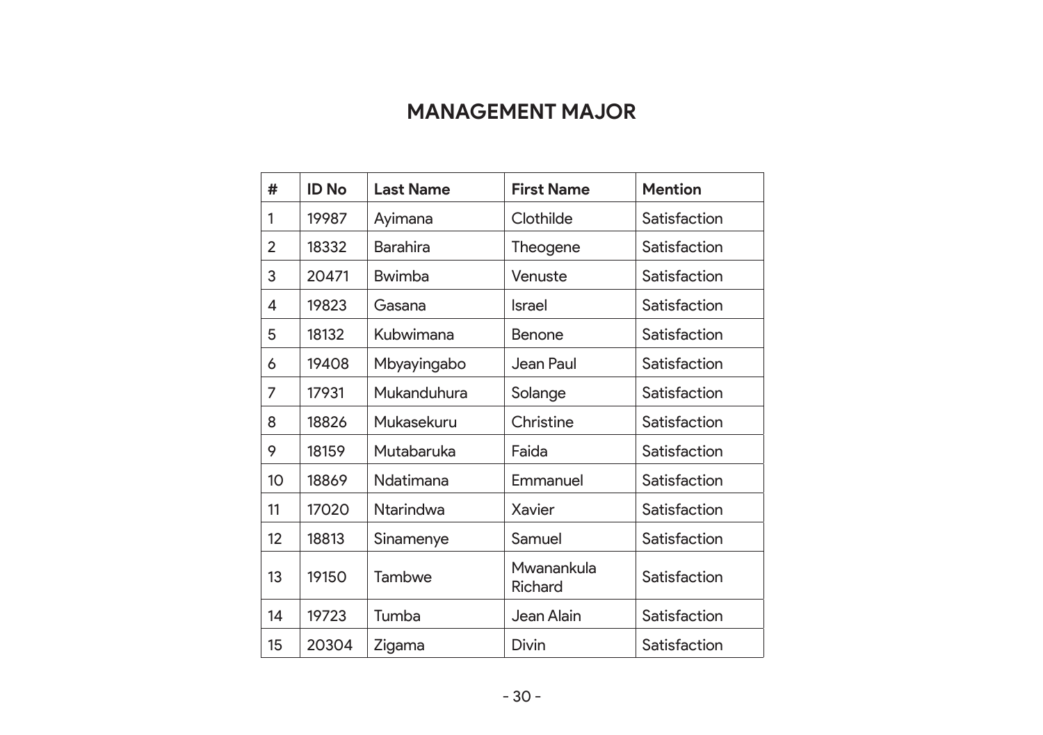## MANAGEMENT MAJOR

| # | ID No | Last Name | First Name | Mention |
|---|---|---|---|---|
| 1 | 19987 | Ayimana | Clothilde | Satisfaction |
| 2 | 18332 | Barahira | Theogene | Satisfaction |
| 3 | 20471 | Bwimba | Venuste | Satisfaction |
| 4 | 19823 | Gasana | Israel | Satisfaction |
| 5 | 18132 | Kubwimana | Benone | Satisfaction |
| 6 | 19408 | Mbyayingabo | Jean Paul | Satisfaction |
| 7 | 17931 | Mukanduhura | Solange | Satisfaction |
| 8 | 18826 | Mukasekuru | Christine | Satisfaction |
| 9 | 18159 | Mutabaruka | Faida | Satisfaction |
| 10 | 18869 | Ndatimana | Emmanuel | Satisfaction |
| 11 | 17020 | Ntarindwa | Xavier | Satisfaction |
| 12 | 18813 | Sinamenye | Samuel | Satisfaction |
| 13 | 19150 | Tambwe | Mwanankula Richard | Satisfaction |
| 14 | 19723 | Tumba | Jean Alain | Satisfaction |
| 15 | 20304 | Zigama | Divin | Satisfaction |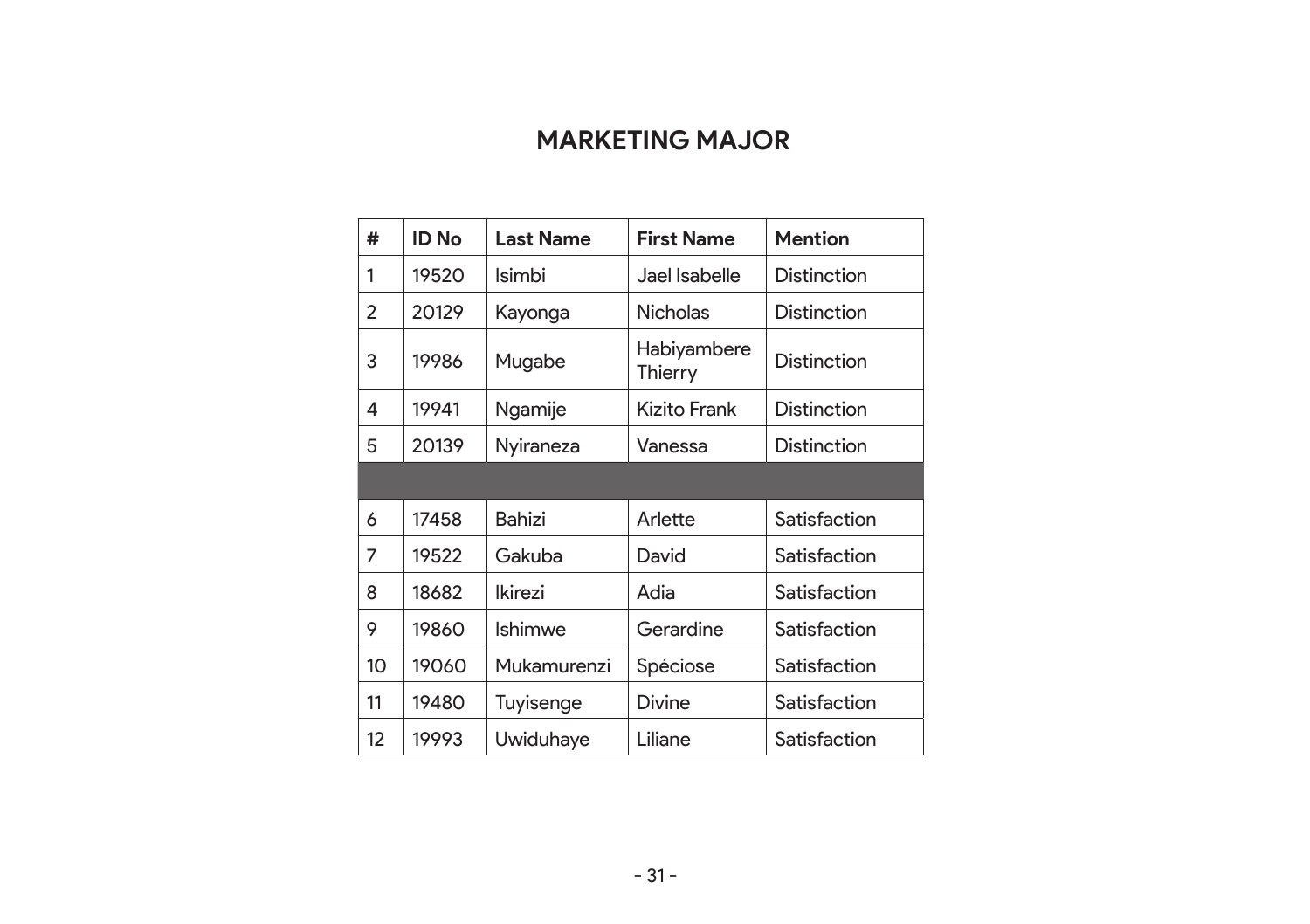## MARKETING MAJOR

| # | ID No | Last Name | First Name | Mention |
|---|---|---|---|---|
| 1 | 19520 | Isimbi | Jael Isabelle | Distinction |
| 2 | 20129 | Kayonga | Nicholas | Distinction |
| 3 | 19986 | Mugabe | Habiyambere Thierry | Distinction |
| 4 | 19941 | Ngamije | Kizito Frank | Distinction |
| 5 | 20139 | Nyiraneza | Vanessa | Distinction |
| | | | | |
| 6 | 17458 | Bahizi | Arlette | Satisfaction |
| 7 | 19522 | Gakuba | David | Satisfaction |
| 8 | 18682 | Ikirezi | Adia | Satisfaction |
| 9 | 19860 | Ishimwe | Gerardine | Satisfaction |
| 10 | 19060 | Mukamurenzi | Spéciose | Satisfaction |
| 11 | 19480 | Tuyisenge | Divine | Satisfaction |
| 12 | 19993 | Uwiduhaye | Liliane | Satisfaction |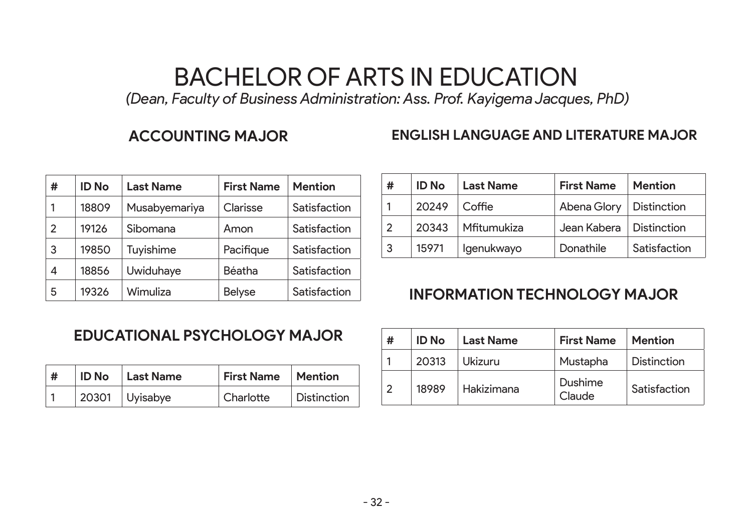# BACHELOR OF ARTS IN EDUCATION

*(Dean, Faculty of Business Administration: Ass. Prof. Kayigema Jacques, PhD)*

## ACCOUNTING MAJOR

| # | ID No | Last Name | First Name | Mention |
|---|---|---|---|---|
| 1 | 18809 | Musabyemariya | Clarisse | Satisfaction |
| 2 | 19126 | Sibomana | Amon | Satisfaction |
| 3 | 19850 | Tuyishime | Pacifique | Satisfaction |
| 4 | 18856 | Uwiduhaye | Béatha | Satisfaction |
| 5 | 19326 | Wimuliza | Belyse | Satisfaction |

## EDUCATIONAL PSYCHOLOGY MAJOR

| # | ID No | Last Name | First Name | Mention |
|---|---|---|---|---|
| 1 | 20301 | Uyisabye | Charlotte | Distinction |

## ENGLISH LANGUAGE AND LITERATURE MAJOR

| # | ID No | Last Name | First Name | Mention |
|---|---|---|---|---|
| 1 | 20249 | Coffie | Abena Glory | Distinction |
| 2 | 20343 | Mfitumukiza | Jean Kabera | Distinction |
| 3 | 15971 | Igenukwayo | Donathile | Satisfaction |

## INFORMATION TECHNOLOGY MAJOR

| # | ID No | Last Name | First Name | Mention |
|---|---|---|---|---|
| 1 | 20313 | Ukizuru | Mustapha | Distinction |
| 2 | 18989 | Hakizimana | Dushime Claude | Satisfaction |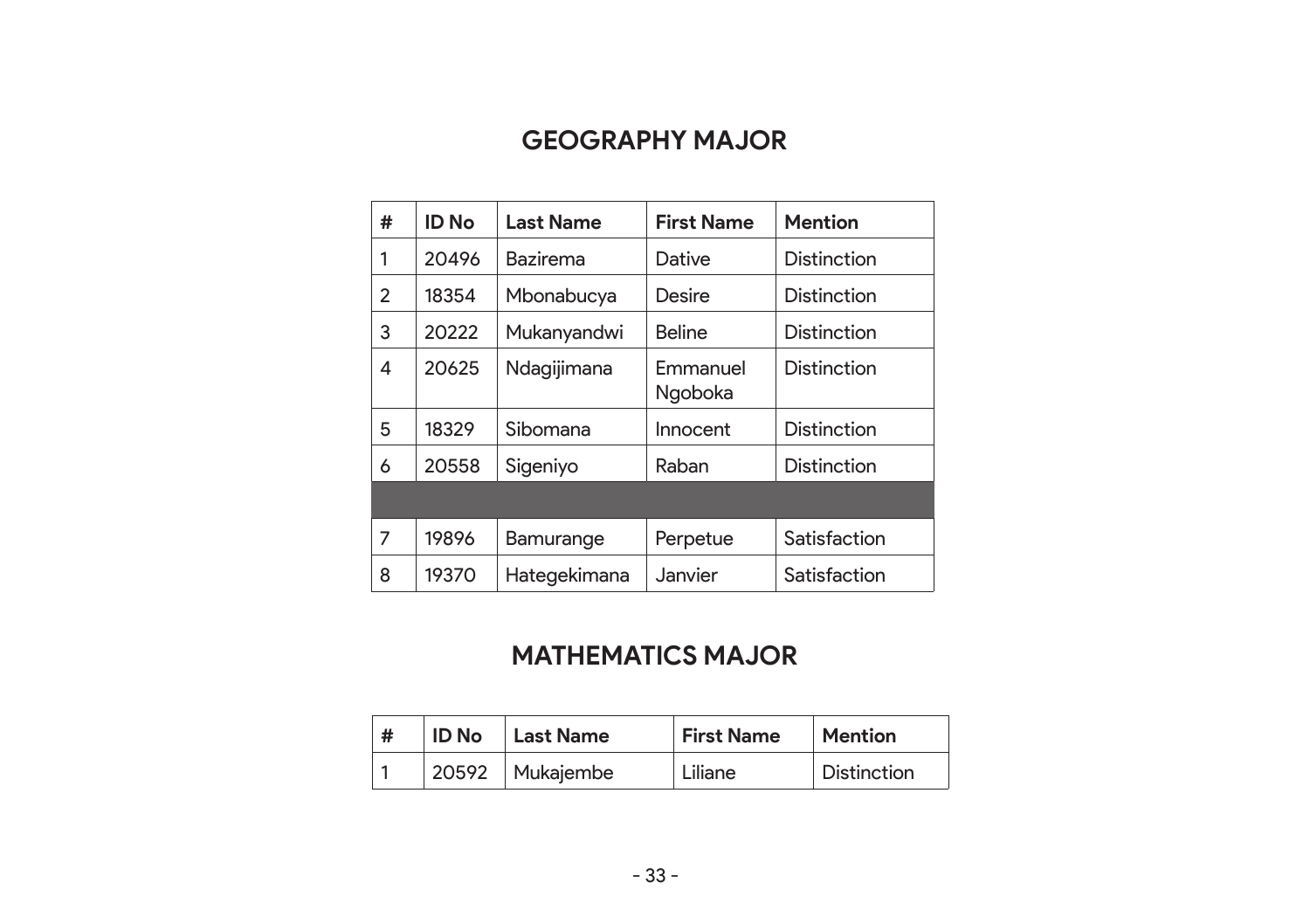## GEOGRAPHY MAJOR

| # | ID No | Last Name | First Name | Mention |
|---|---|---|---|---|
| 1 | 20496 | Bazirema | Dative | Distinction |
| 2 | 18354 | Mbonabucya | Desire | Distinction |
| 3 | 20222 | Mukanyandwi | Beline | Distinction |
| 4 | 20625 | Ndagijimana | Emmanuel Ngoboka | Distinction |
| 5 | 18329 | Sibomana | Innocent | Distinction |
| 6 | 20558 | Sigeniyo | Raban | Distinction |
| | | | | |
| 7 | 19896 | Bamurange | Perpetue | Satisfaction |
| 8 | 19370 | Hategekimana | Janvier | Satisfaction |

## MATHEMATICS MAJOR

| # | ID No | Last Name | First Name | Mention |
|---|---|---|---|---|
| 1 | 20592 | Mukajembe | Liliane | Distinction |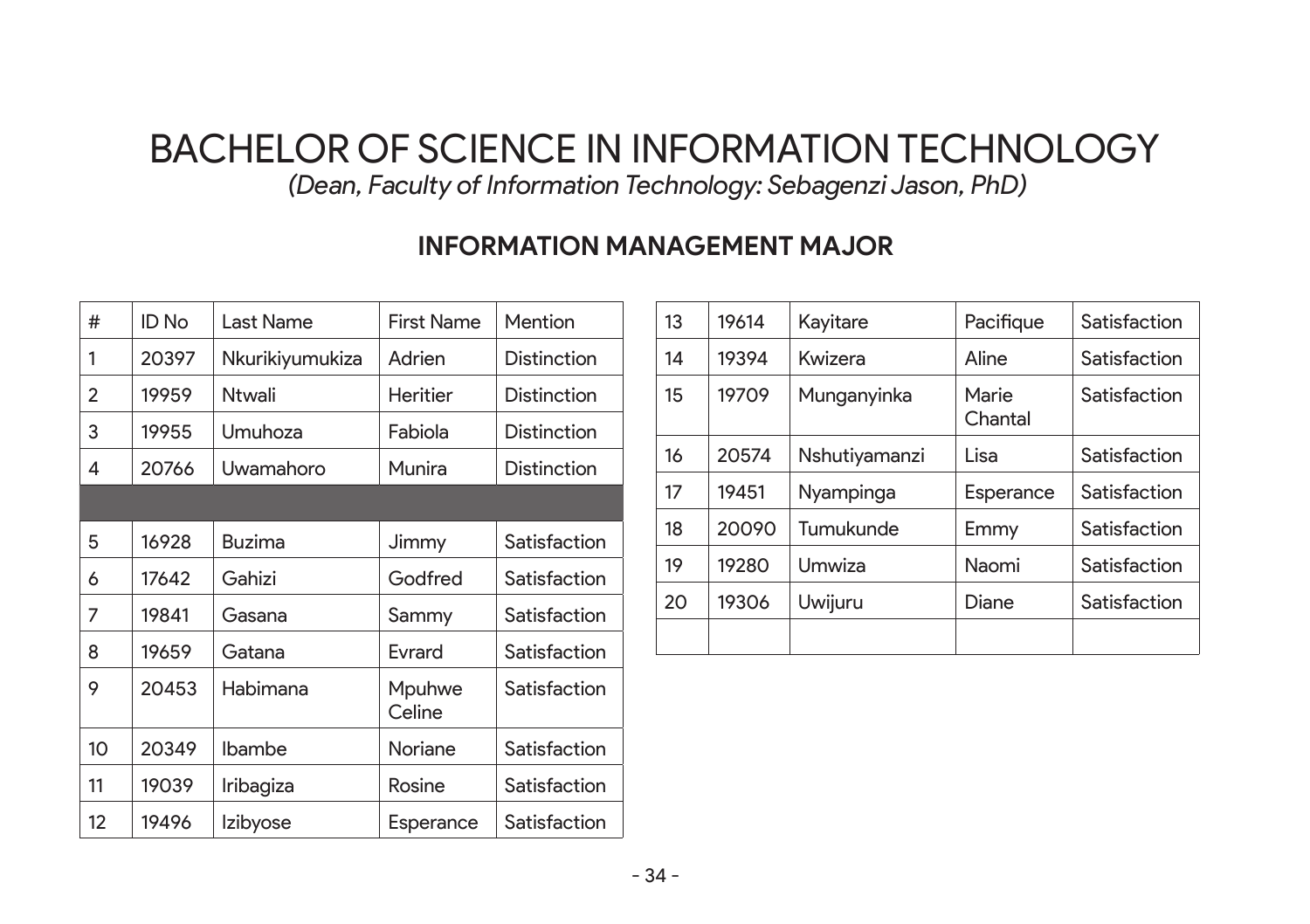# BACHELOR OF SCIENCE IN INFORMATION TECHNOLOGY

*(Dean, Faculty of Information Technology: Sebagenzi Jason, PhD)*

## INFORMATION MANAGEMENT MAJOR

| # | ID No | Last Name | First Name | Mention |
|---|---|---|---|---|
| 1 | 20397 | Nkurikiyumukiza | Adrien | Distinction |
| 2 | 19959 | Ntwali | Heritier | Distinction |
| 3 | 19955 | Umuhoza | Fabiola | Distinction |
| 4 | 20766 | Uwamahoro | Munira | Distinction |
| | | | | |
| 5 | 16928 | Buzima | Jimmy | Satisfaction |
| 6 | 17642 | Gahizi | Godfred | Satisfaction |
| 7 | 19841 | Gasana | Sammy | Satisfaction |
| 8 | 19659 | Gatana | Evrard | Satisfaction |
| 9 | 20453 | Habimana | Mpuhwe Celine | Satisfaction |
| 10 | 20349 | Ibambe | Noriane | Satisfaction |
| 11 | 19039 | Iribagiza | Rosine | Satisfaction |
| 12 | 19496 | Izibyose | Esperance | Satisfaction |
| 13 | 19614 | Kayitare | Pacifique | Satisfaction |
| 14 | 19394 | Kwizera | Aline | Satisfaction |
| 15 | 19709 | Munganyinka | Marie Chantal | Satisfaction |
| 16 | 20574 | Nshutiyamanzi | Lisa | Satisfaction |
| 17 | 19451 | Nyampinga | Esperance | Satisfaction |
| 18 | 20090 | Tumukunde | Emmy | Satisfaction |
| 19 | 19280 | Umwiza | Naomi | Satisfaction |
| 20 | 19306 | Uwijuru | Diane | Satisfaction |
| | | | | |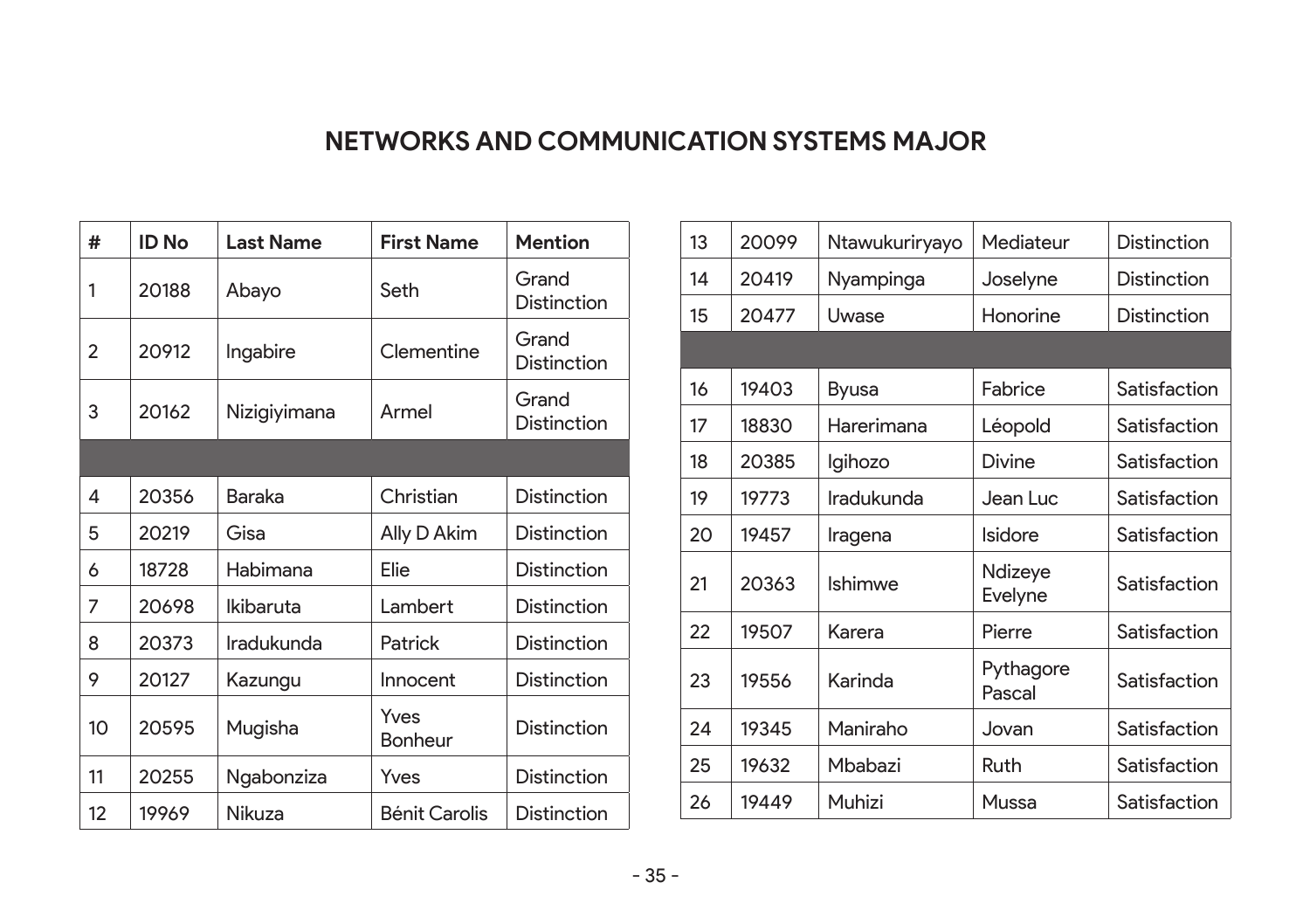# NETWORKS AND COMMUNICATION SYSTEMS MAJOR

| # | ID No | Last Name | First Name | Mention |
|---|---|---|---|---|
| 1 | 20188 | Abayo | Seth | Grand Distinction |
| 2 | 20912 | Ingabire | Clementine | Grand Distinction |
| 3 | 20162 | Nizigiyimana | Armel | Grand Distinction |
| | | | | |
| 4 | 20356 | Baraka | Christian | Distinction |
| 5 | 20219 | Gisa | Ally D Akim | Distinction |
| 6 | 18728 | Habimana | Elie | Distinction |
| 7 | 20698 | Ikibaruta | Lambert | Distinction |
| 8 | 20373 | Iradukunda | Patrick | Distinction |
| 9 | 20127 | Kazungu | Innocent | Distinction |
| 10 | 20595 | Mugisha | Yves Bonheur | Distinction |
| 11 | 20255 | Ngabonziza | Yves | Distinction |
| 12 | 19969 | Nikuza | Bénit Carolis | Distinction |
| 13 | 20099 | Ntawukuriryayo | Mediateur | Distinction |
| 14 | 20419 | Nyampinga | Joselyne | Distinction |
| 15 | 20477 | Uwase | Honorine | Distinction |
| | | | | |
| 16 | 19403 | Byusa | Fabrice | Satisfaction |
| 17 | 18830 | Harerimana | Léopold | Satisfaction |
| 18 | 20385 | Igihozo | Divine | Satisfaction |
| 19 | 19773 | Iradukunda | Jean Luc | Satisfaction |
| 20 | 19457 | Iragena | Isidore | Satisfaction |
| 21 | 20363 | Ishimwe | Ndizeye Evelyne | Satisfaction |
| 22 | 19507 | Karera | Pierre | Satisfaction |
| 23 | 19556 | Karinda | Pythagore Pascal | Satisfaction |
| 24 | 19345 | Maniraho | Jovan | Satisfaction |
| 25 | 19632 | Mbabazi | Ruth | Satisfaction |
| 26 | 19449 | Muhizi | Mussa | Satisfaction |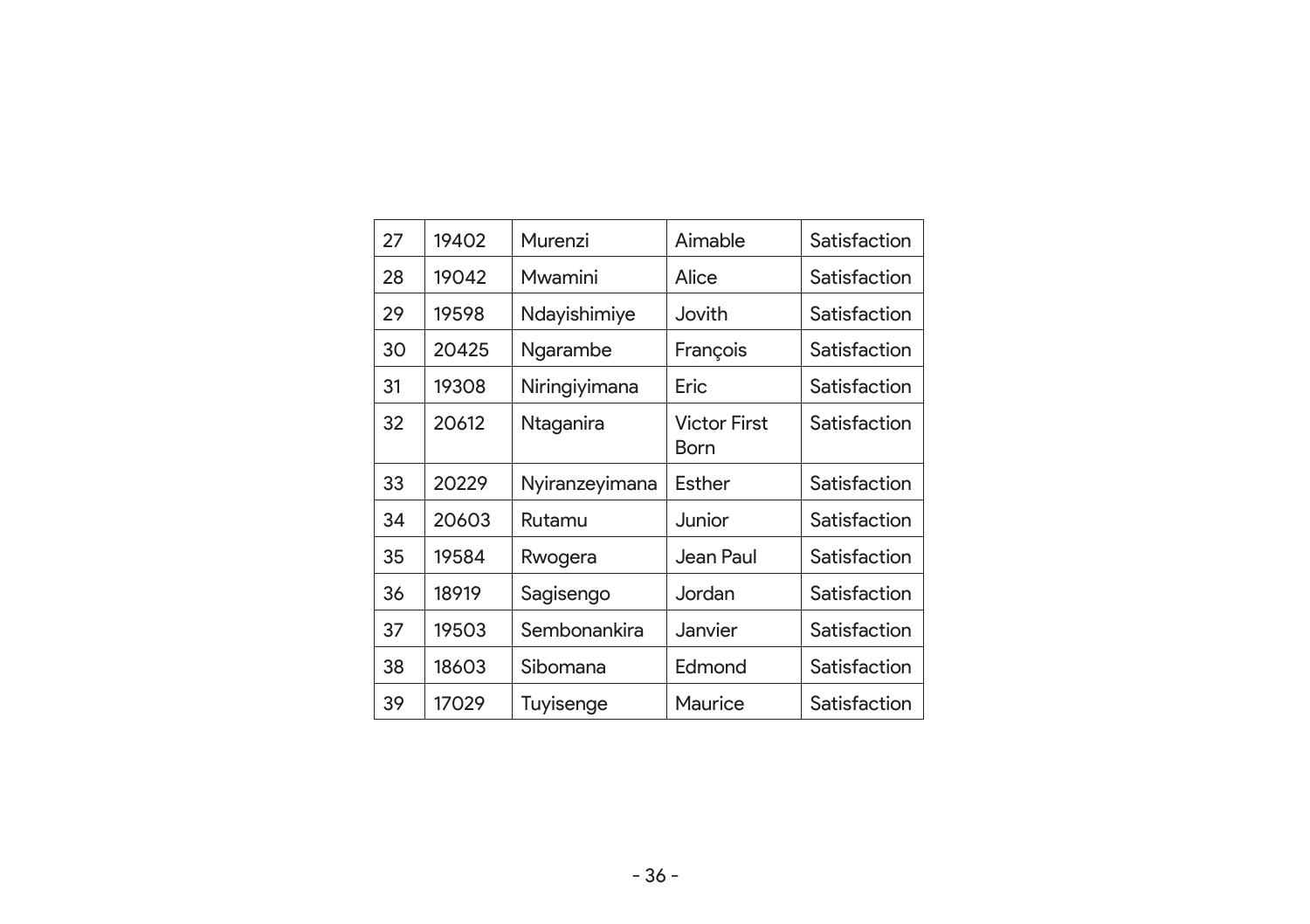| 27 | 19402 | Murenzi | Aimable | Satisfaction |
|---|---|---|---|---|
| 28 | 19042 | Mwamini | Alice | Satisfaction |
| 29 | 19598 | Ndayishimiye | Jovith | Satisfaction |
| 30 | 20425 | Ngarambe | François | Satisfaction |
| 31 | 19308 | Niringiyimana | Eric | Satisfaction |
| 32 | 20612 | Ntaganira | Victor First Born | Satisfaction |
| 33 | 20229 | Nyiranzeyimana | Esther | Satisfaction |
| 34 | 20603 | Rutamu | Junior | Satisfaction |
| 35 | 19584 | Rwogera | Jean Paul | Satisfaction |
| 36 | 18919 | Sagisengo | Jordan | Satisfaction |
| 37 | 19503 | Sembonankira | Janvier | Satisfaction |
| 38 | 18603 | Sibomana | Edmond | Satisfaction |
| 39 | 17029 | Tuyisenge | Maurice | Satisfaction |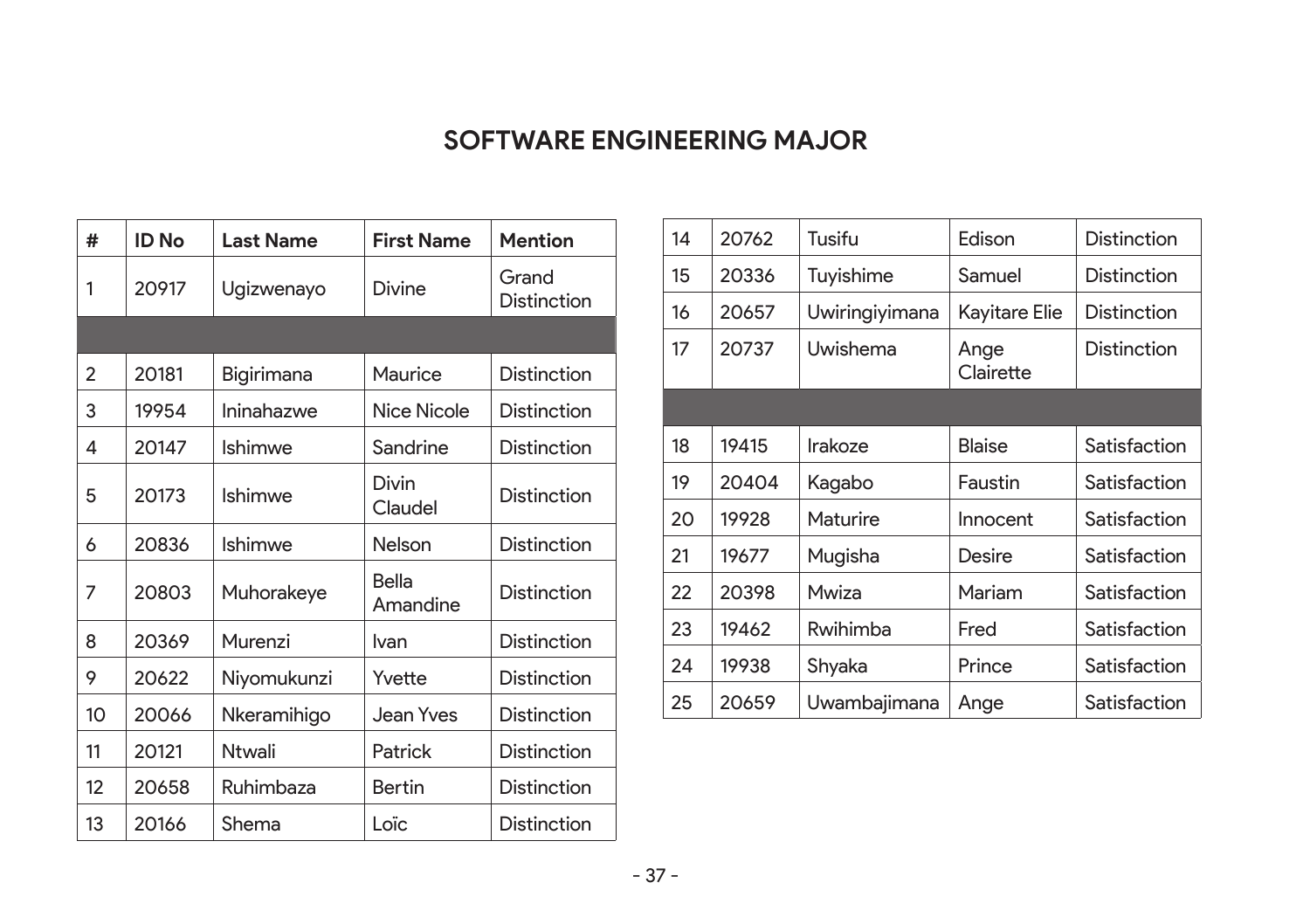## SOFTWARE ENGINEERING MAJOR

| # | ID No | Last Name | First Name | Mention |
|---|---|---|---|---|
| 1 | 20917 | Ugizwenayo | Divine | Grand Distinction |
| | | | | |
| 2 | 20181 | Bigirimana | Maurice | Distinction |
| 3 | 19954 | Ininahazwe | Nice Nicole | Distinction |
| 4 | 20147 | Ishimwe | Sandrine | Distinction |
| 5 | 20173 | Ishimwe | Divin Claudel | Distinction |
| 6 | 20836 | Ishimwe | Nelson | Distinction |
| 7 | 20803 | Muhorakeye | Bella Amandine | Distinction |
| 8 | 20369 | Murenzi | Ivan | Distinction |
| 9 | 20622 | Niyomukunzi | Yvette | Distinction |
| 10 | 20066 | Nkeramihigo | Jean Yves | Distinction |
| 11 | 20121 | Ntwali | Patrick | Distinction |
| 12 | 20658 | Ruhimbaza | Bertin | Distinction |
| 13 | 20166 | Shema | Loïc | Distinction |
| 14 | 20762 | Tusifu | Edison | Distinction |
| 15 | 20336 | Tuyishime | Samuel | Distinction |
| 16 | 20657 | Uwiringiyimana | Kayitare Elie | Distinction |
| 17 | 20737 | Uwishema | Ange Clairette | Distinction |
| | | | | |
| 18 | 19415 | Irakoze | Blaise | Satisfaction |
| 19 | 20404 | Kagabo | Faustin | Satisfaction |
| 20 | 19928 | Maturire | Innocent | Satisfaction |
| 21 | 19677 | Mugisha | Desire | Satisfaction |
| 22 | 20398 | Mwiza | Mariam | Satisfaction |
| 23 | 19462 | Rwihimba | Fred | Satisfaction |
| 24 | 19938 | Shyaka | Prince | Satisfaction |
| 25 | 20659 | Uwambajimana | Ange | Satisfaction |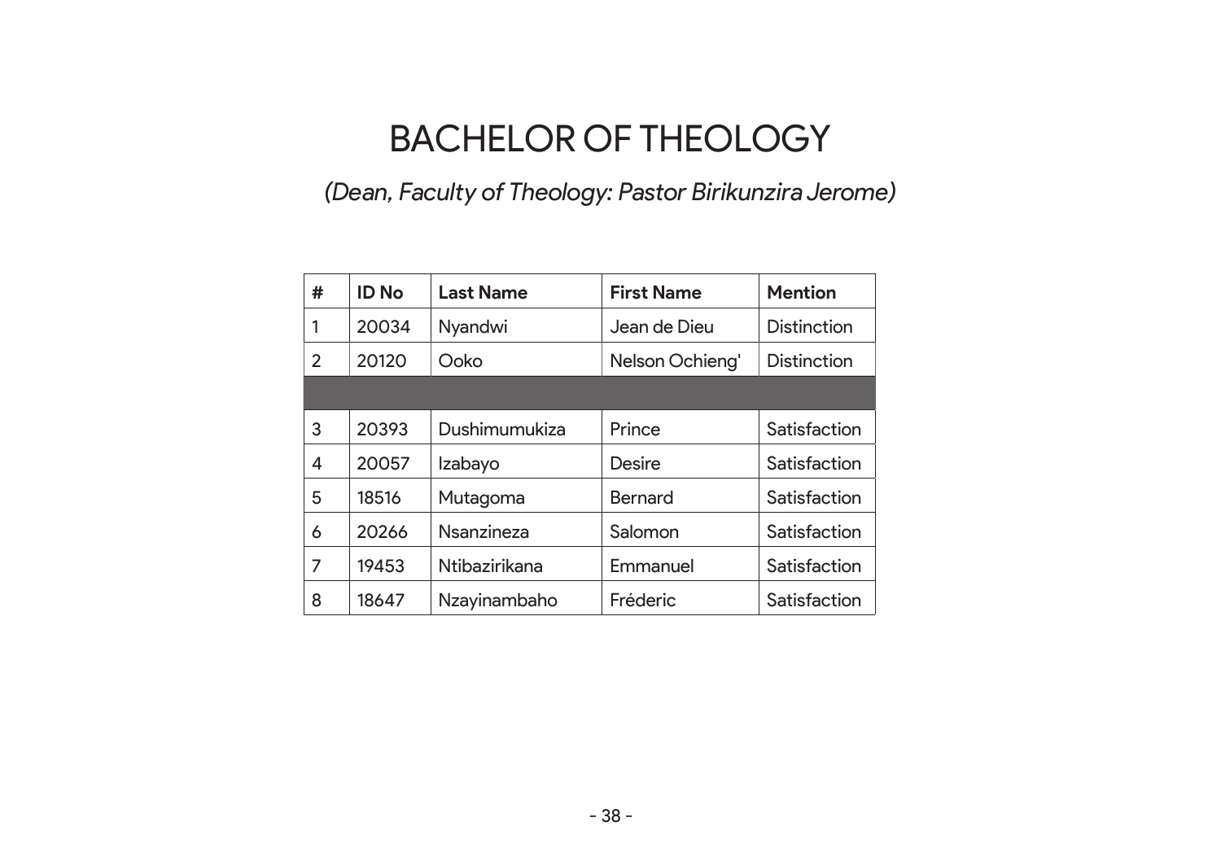# BACHELOR OF THEOLOGY

*(Dean, Faculty of Theology: Pastor Birikunzira Jerome)*

| # | ID No | Last Name | First Name | Mention |
|---|---|---|---|---|
| 1 | 20034 | Nyandwi | Jean de Dieu | Distinction |
| 2 | 20120 | Ooko | Nelson Ochieng' | Distinction |
| | | | | |
| 3 | 20393 | Dushimumukiza | Prince | Satisfaction |
| 4 | 20057 | Izabayo | Desire | Satisfaction |
| 5 | 18516 | Mutagoma | Bernard | Satisfaction |
| 6 | 20266 | Nsanzineza | Salomon | Satisfaction |
| 7 | 19453 | Ntibazirikana | Emmanuel | Satisfaction |
| 8 | 18647 | Nzayinambaho | Fréderic | Satisfaction |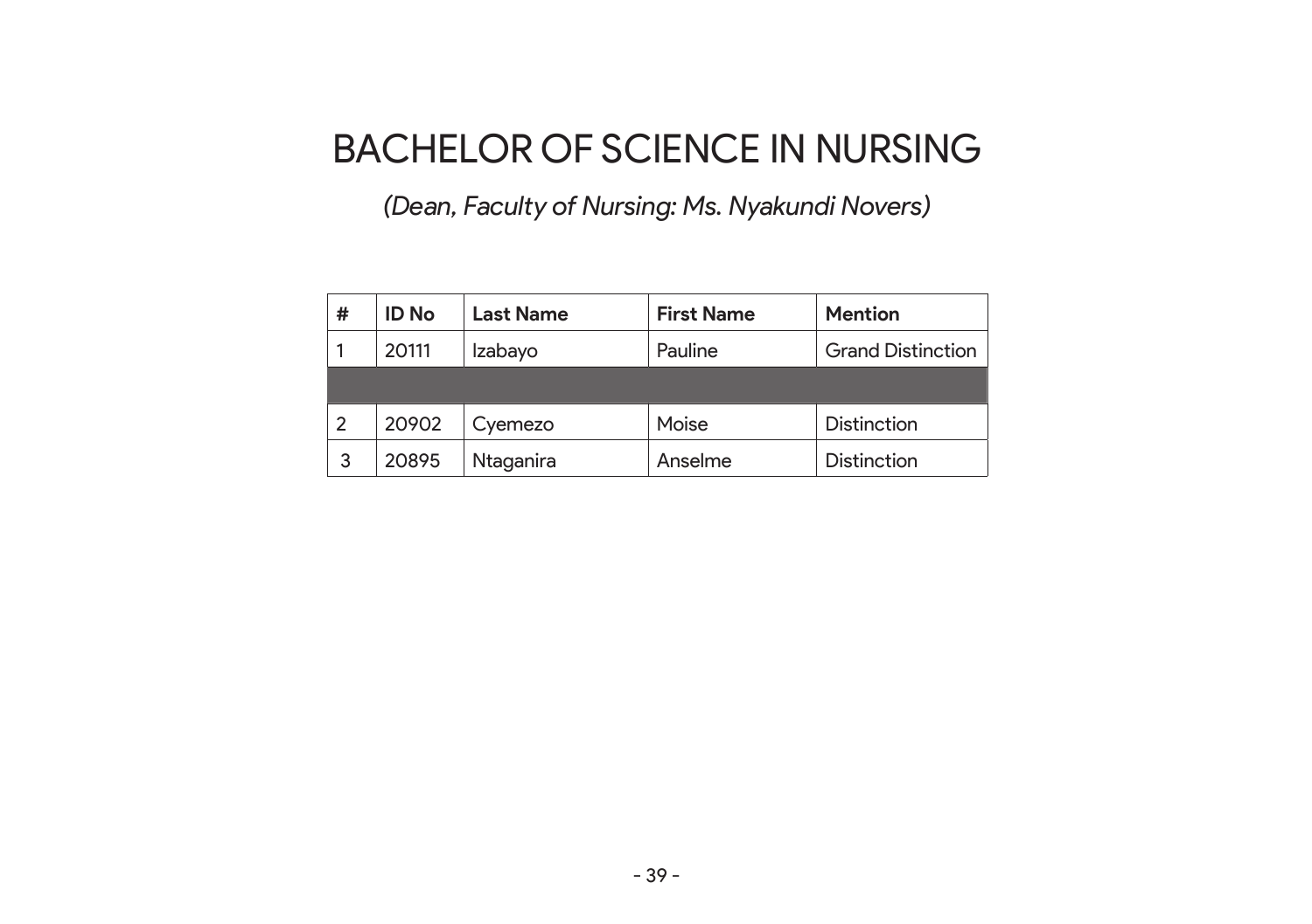# BACHELOR OF SCIENCE IN NURSING

*(Dean, Faculty of Nursing: Ms. Nyakundi Novers)*

| # | ID No | Last Name | First Name | Mention |
|---|---|---|---|---|
| 1 | 20111 | Izabayo | Pauline | Grand Distinction |
| | | | | |
| 2 | 20902 | Cyemezo | Moise | Distinction |
| 3 | 20895 | Ntaganira | Anselme | Distinction |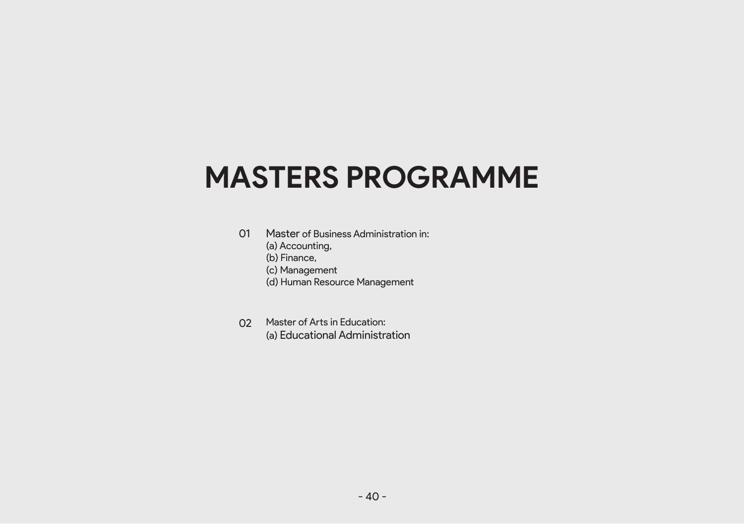# MASTERS PROGRAMME

01 Master of Business Administration in:
(a) Accounting,
(b) Finance,
(c) Management
(d) Human Resource Management

02 Master of Arts in Education:
(a) Educational Administration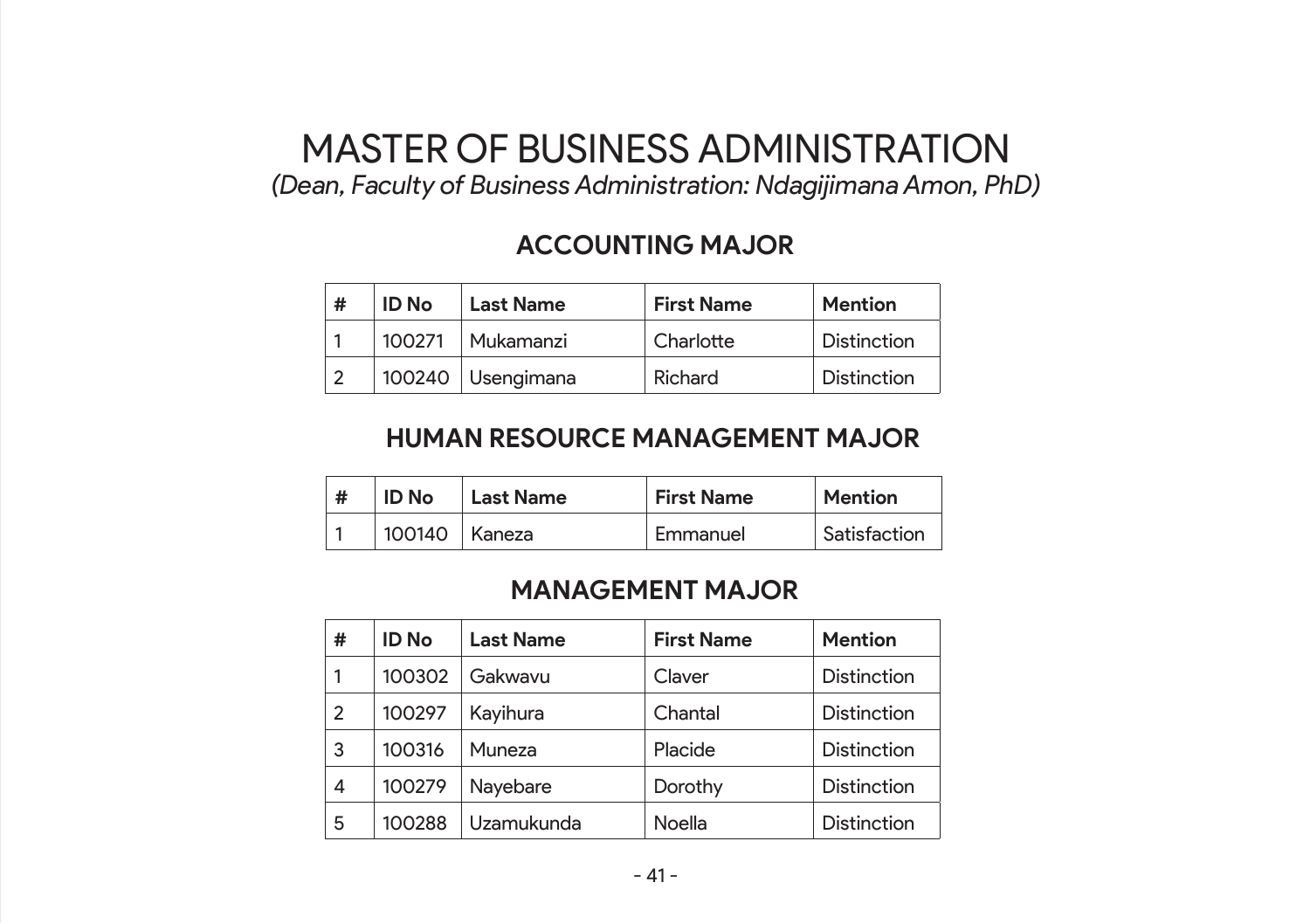# MASTER OF BUSINESS ADMINISTRATION

*(Dean, Faculty of Business Administration: Ndagijimana Amon, PhD)*

## ACCOUNTING MAJOR

| # | ID No | Last Name | First Name | Mention |
|---|---|---|---|---|
| 1 | 100271 | Mukamanzi | Charlotte | Distinction |
| 2 | 100240 | Usengimana | Richard | Distinction |

## HUMAN RESOURCE MANAGEMENT MAJOR

| # | ID No | Last Name | First Name | Mention |
|---|---|---|---|---|
| 1 | 100140 | Kaneza | Emmanuel | Satisfaction |

## MANAGEMENT MAJOR

| # | ID No | Last Name | First Name | Mention |
|---|---|---|---|---|
| 1 | 100302 | Gakwavu | Claver | Distinction |
| 2 | 100297 | Kayihura | Chantal | Distinction |
| 3 | 100316 | Muneza | Placide | Distinction |
| 4 | 100279 | Nayebare | Dorothy | Distinction |
| 5 | 100288 | Uzamukunda | Noella | Distinction |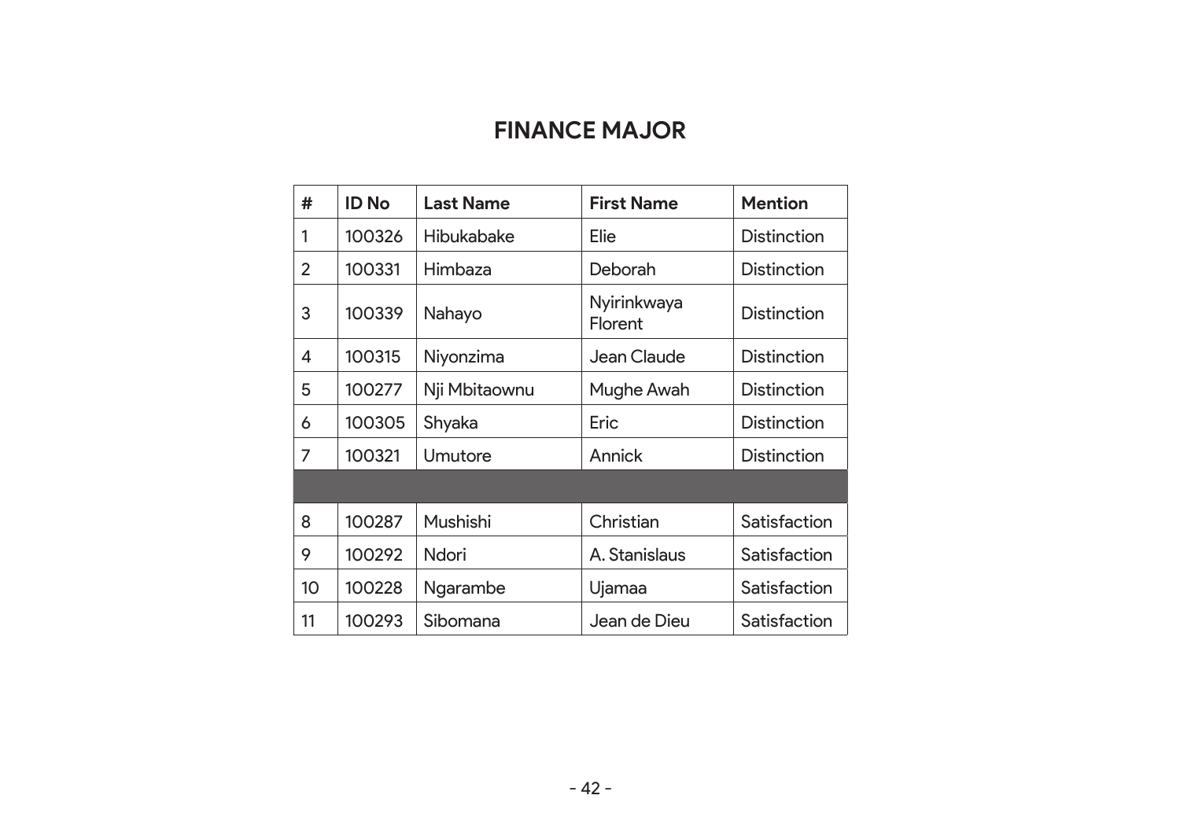## FINANCE MAJOR

| # | ID No | Last Name | First Name | Mention |
|---|---|---|---|---|
| 1 | 100326 | Hibukabake | Elie | Distinction |
| 2 | 100331 | Himbaza | Deborah | Distinction |
| 3 | 100339 | Nahayo | Nyirinkwaya Florent | Distinction |
| 4 | 100315 | Niyonzima | Jean Claude | Distinction |
| 5 | 100277 | Nji Mbitaownu | Mughe Awah | Distinction |
| 6 | 100305 | Shyaka | Eric | Distinction |
| 7 | 100321 | Umutore | Annick | Distinction |
| | | | | |
| 8 | 100287 | Mushishi | Christian | Satisfaction |
| 9 | 100292 | Ndori | A. Stanislaus | Satisfaction |
| 10 | 100228 | Ngarambe | Ujamaa | Satisfaction |
| 11 | 100293 | Sibomana | Jean de Dieu | Satisfaction |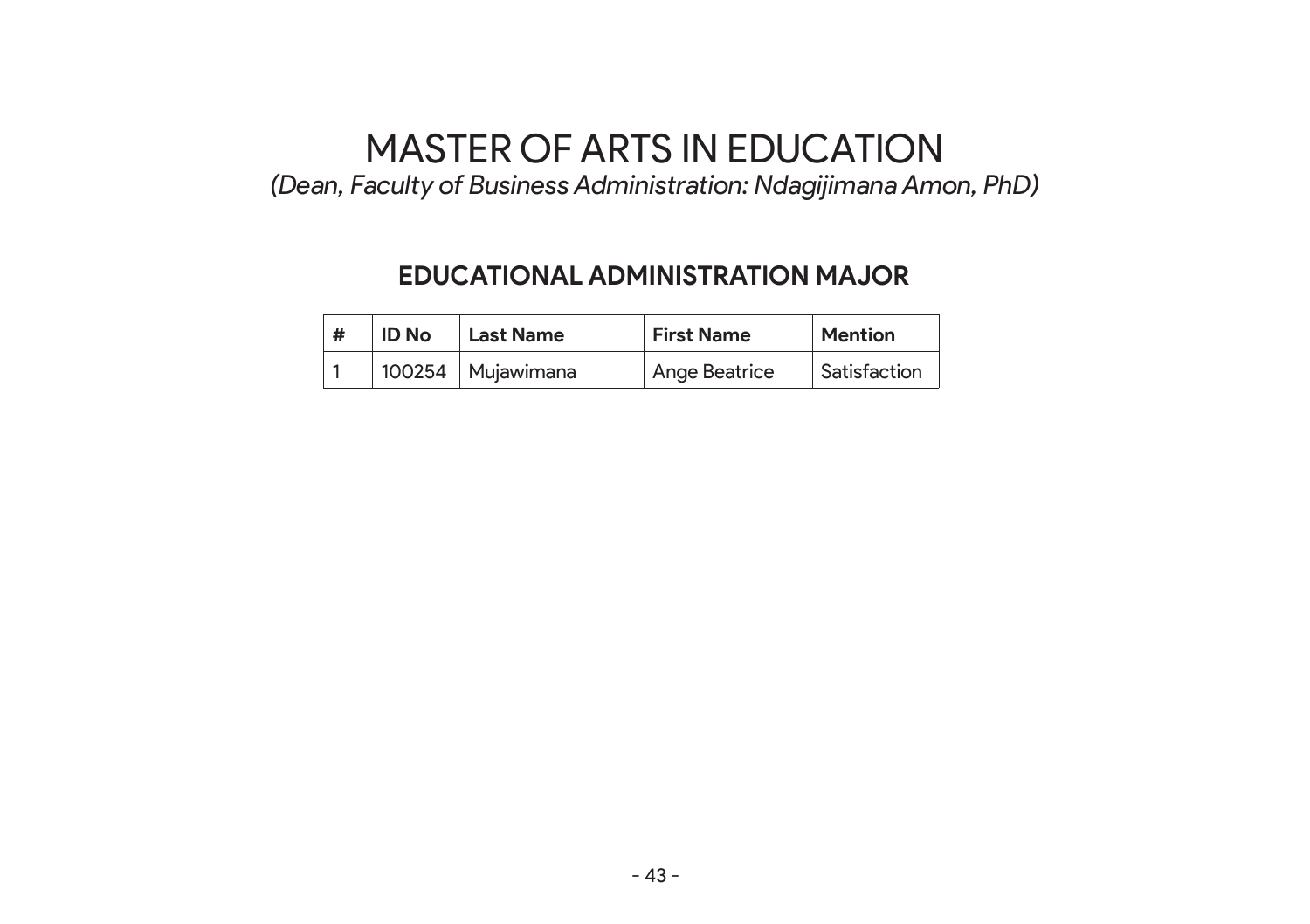# MASTER OF ARTS IN EDUCATION

*(Dean, Faculty of Business Administration: Ndagijimana Amon, PhD)*

## EDUCATIONAL ADMINISTRATION MAJOR

| # | ID No | Last Name | First Name | Mention |
|---|---|---|---|---|
| 1 | 100254 | Mujawimana | Ange Beatrice | Satisfaction |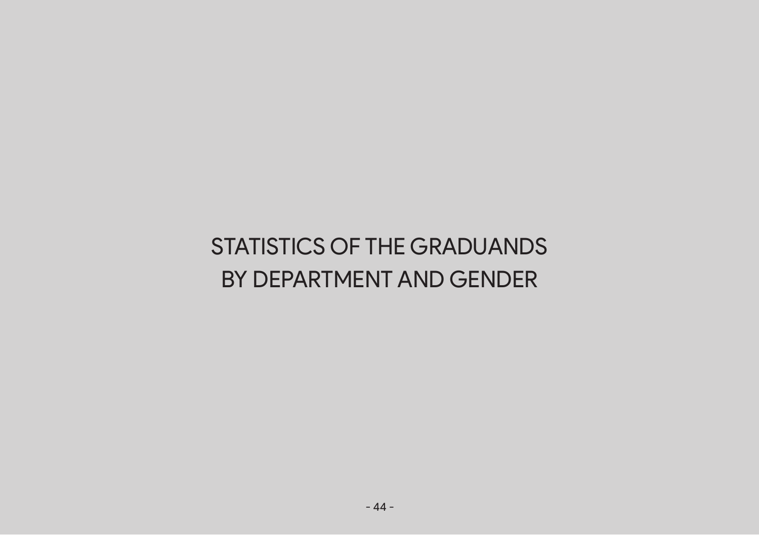# STATISTICS OF THE GRADUANDS BY DEPARTMENT AND GENDER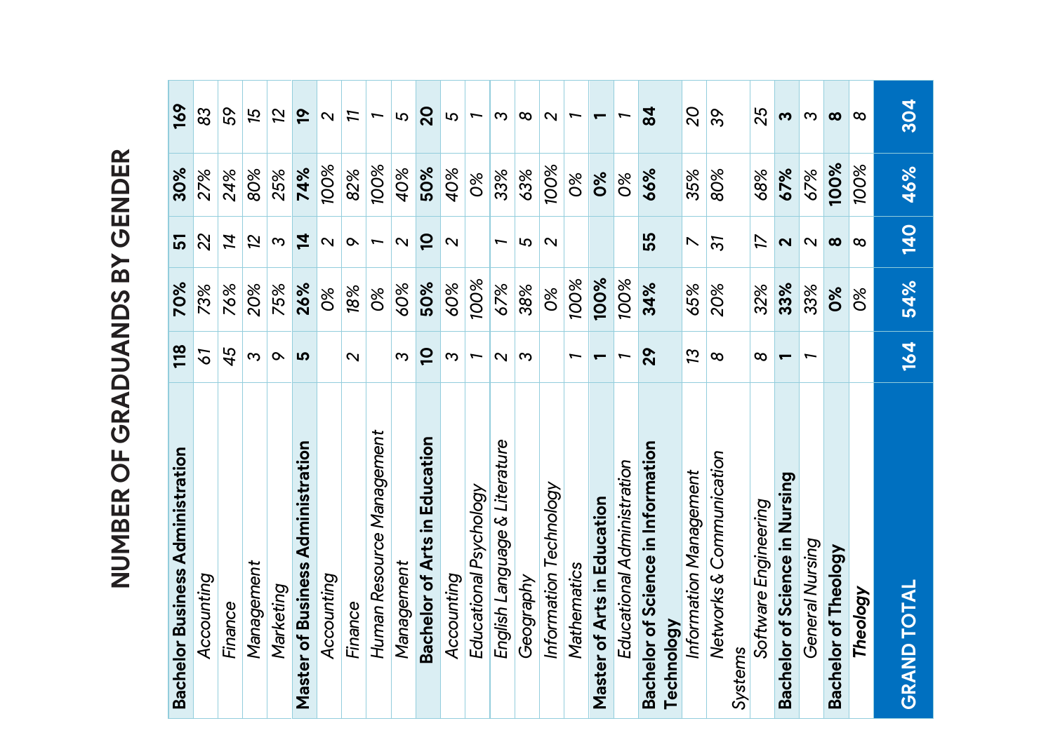# NUMBER OF GRADUANDS BY GENDER

| Program | | | | | Total |
|---|---|---|---|---|---|
| **Bachelor Business Administration** | **118** | **70%** | **51** | **30%** | **169** |
| *Accounting* | *61* | *73%* | *22* | *27%* | *83* |
| *Finance* | *45* | *76%* | *14* | *24%* | *59* |
| *Management* | *3* | *20%* | *12* | *80%* | *15* |
| *Marketing* | *9* | *75%* | *3* | *25%* | *12* |
| **Master of Business Administration** | **5** | **26%** | **14** | **74%** | **19** |
| *Accounting* | | *0%* | *2* | *100%* | *2* |
| *Finance* | *2* | *18%* | *9* | *82%* | *11* |
| *Human Resource Management* | | *0%* | *1* | *100%* | *1* |
| *Management* | *3* | *60%* | *2* | *40%* | *5* |
| **Bachelor of Arts in Education** | **10** | **50%** | **10** | **50%** | **20** |
| *Accounting* | *3* | *60%* | *2* | *40%* | *5* |
| *Educational Psychology* | *1* | *100%* | | *0%* | *1* |
| *English Language & Literature* | *2* | *67%* | *1* | *33%* | *3* |
| *Geography* | *3* | *38%* | *5* | *63%* | *8* |
| *Information Technology* | | *0%* | *2* | *100%* | *2* |
| *Mathematics* | *1* | *100%* | | *0%* | *1* |
| **Master of Arts in Education** | **1** | **100%** | | **0%** | **1** |
| *Educational Administration* | *1* | *100%* | | *0%* | *1* |
| **Bachelor of Science in Information Technology** | **29** | **34%** | **55** | **66%** | **84** |
| *Information Management* | *13* | *65%* | *7* | *35%* | *20* |
| *Networks & Communication Systems* | *8* | *20%* | *31* | *80%* | *39* |
| *Software Engineering* | *8* | *32%* | *17* | *68%* | *25* |
| **Bachelor of Science in Nursing** | **1** | **33%** | **2** | **67%** | **3** |
| *General Nursing* | *1* | *33%* | *2* | *67%* | *3* |
| **Bachelor of Theology** | | **0%** | **8** | **100%** | **8** |
| ***Theology*** | | *0%* | *8* | *100%* | *8* |
| **GRAND TOTAL** | **164** | **54%** | **140** | **46%** | **304** |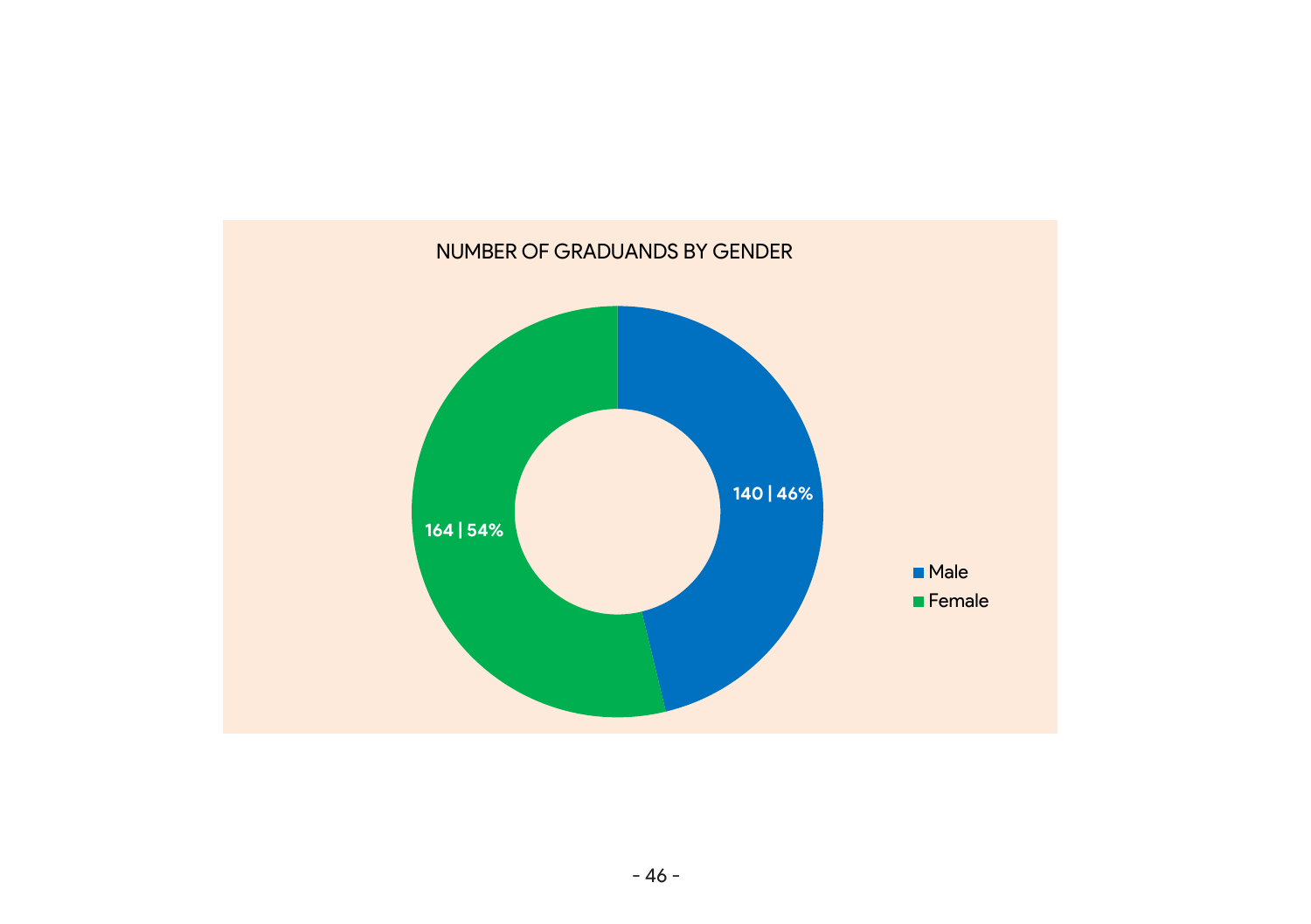NUMBER OF GRADUANDS BY GENDER

| Gender | Number | Percentage |
| --- | --- | --- |
| Male | 140 | 46% |
| Female | 164 | 54% |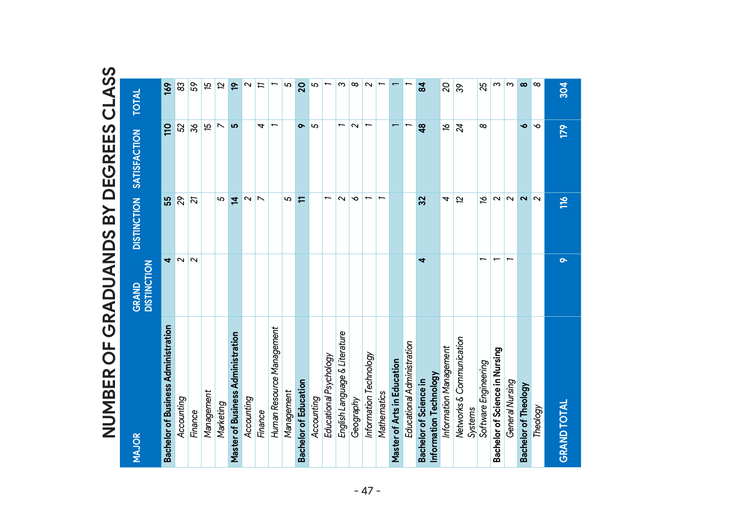# NUMBER OF GRADUANDS BY DEGREES CLASS

| MAJOR | GRAND DISTINCTION | DISTINCTION | SATISFACTION | TOTAL |
|---|---|---|---|---|
| **Bachelor of Business Administration** | **4** | **55** | **110** | **169** |
| *Accounting* | 2 | 29 | 52 | 83 |
| *Finance* | 2 | 21 | 36 | 59 |
| *Management* | | | 15 | 15 |
| *Marketing* | | 5 | 7 | 12 |
| **Master of Business Administration** | | **14** | **5** | **19** |
| *Accounting* | | 2 | | 2 |
| *Finance* | | 7 | 4 | 11 |
| *Human Resource Management* | | | 1 | 1 |
| *Management* | | 5 | | 5 |
| **Bachelor of Education** | | **11** | **9** | **20** |
| *Accounting* | | | 5 | 5 |
| *Educational Psychology* | | 1 | | 1 |
| *English Language & Literature* | | 2 | 1 | 3 |
| *Geography* | | 6 | 2 | 8 |
| *Information Technology* | | 1 | 1 | 2 |
| *Mathematics* | | 1 | | 1 |
| **Master of Arts in Education** | | | **1** | **1** |
| *Educational Administration* | | | 1 | 1 |
| **Bachelor of Science in Information Technology** | **4** | **32** | **48** | **84** |
| *Information Management* | | 4 | 16 | 20 |
| *Networks & Communication Systems* | | 12 | 24 | 39 |
| *Software Engineering* | 1 | 16 | 8 | 25 |
| **Bachelor of Science in Nursing** | 1 | **2** | | **3** |
| *General Nursing* | 1 | 2 | | 3 |
| **Bachelor of Theology** | | **2** | **6** | **8** |
| *Theology* | | 2 | 6 | 8 |
| **GRAND TOTAL** | **9** | **116** | **179** | **304** |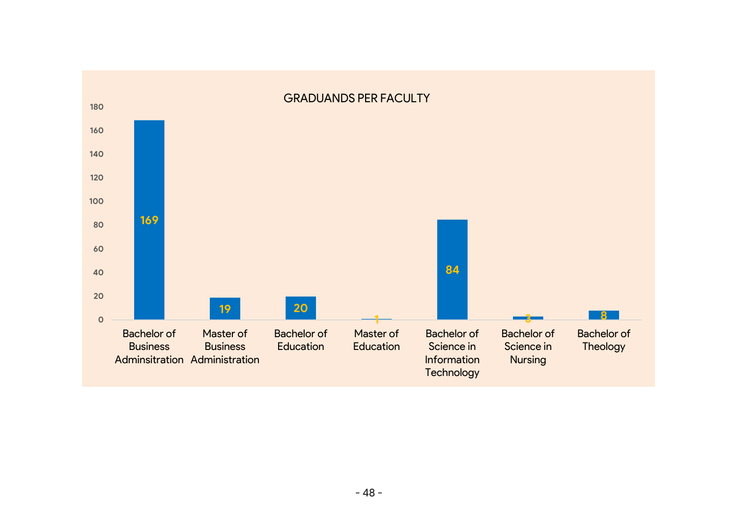## GRADUANDS PER FACULTY

| Programme | Graduands |
|---|---|
| Bachelor of Business Adminsitration | 169 |
| Master of Business Administration | 19 |
| Bachelor of Education | 20 |
| Master of Education | 1 |
| Bachelor of Science in Information Technology | 84 |
| Bachelor of Science in Nursing | 3 |
| Bachelor of Theology | 8 |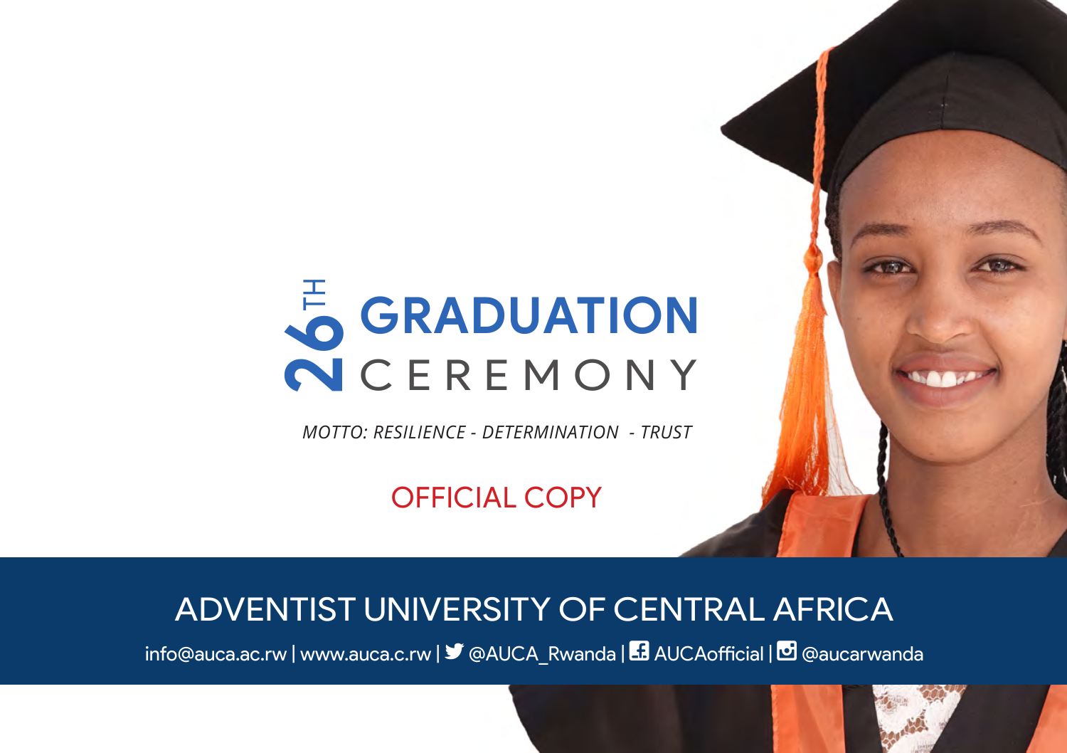# 26TH GRADUATION CEREMONY

*MOTTO: RESILIENCE - DETERMINATION - TRUST*

OFFICIAL COPY

ADVENTIST UNIVERSITY OF CENTRAL AFRICA

info@auca.ac.rw | www.auca.c.rw | @AUCA_Rwanda | AUCAofficial | @aucarwanda